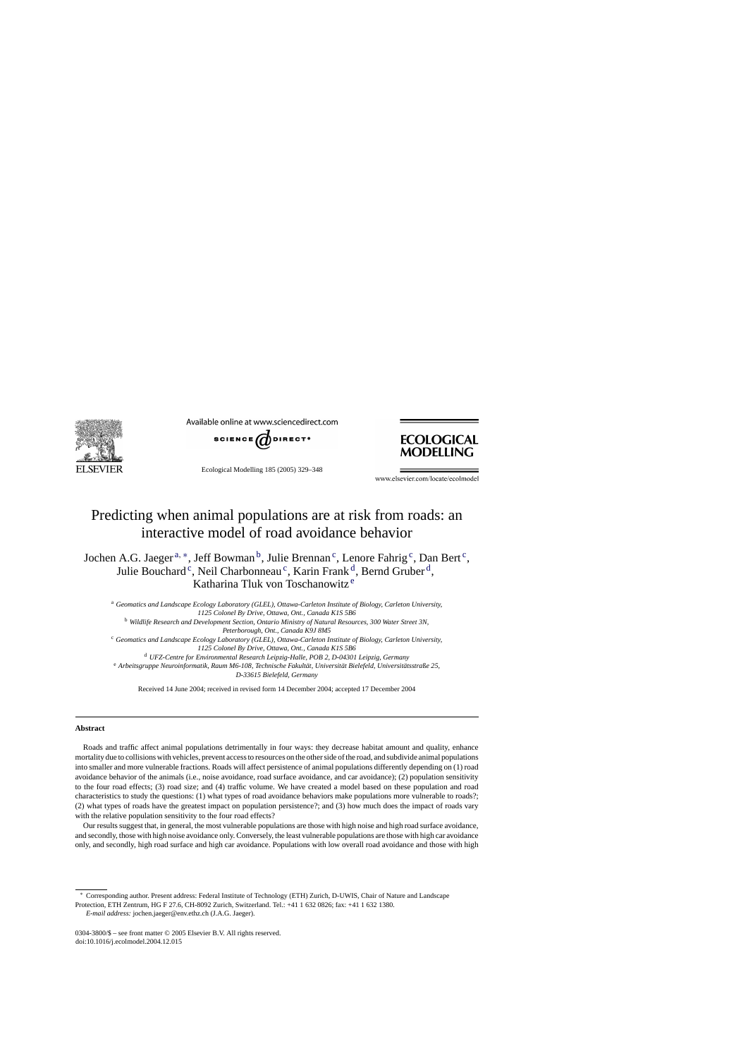# Predicting when animal populations are at risk from roads: an interactive model of road avoidance behavior

Jochen A.G. Jaeger[a,*], Jeff Bowman[b], Julie Brennan[c], Lenore Fahrig[c], Dan Bert[c], Julie Bouchard[c], Neil Charbonneau[c], Karin Frank[d], Bernd Gruber[d], Katharina Tluk von Toschanowitz[e]

[a] *Geomatics and Landscape Ecology Laboratory (GLEL), Ottawa-Carleton Institute of Biology, Carleton University, 1125 Colonel By Drive, Ottawa, Ont., Canada K1S 5B6*

[b] *Wildlife Research and Development Section, Ontario Ministry of Natural Resources, 300 Water Street 3N, Peterborough, Ont., Canada K9J 8M5*

[c] *Geomatics and Landscape Ecology Laboratory (GLEL), Ottawa-Carleton Institute of Biology, Carleton University, 1125 Colonel By Drive, Ottawa, Ont., Canada K1S 5B6*

[d] *UFZ-Centre for Environmental Research Leipzig-Halle, POB 2, D-04301 Leipzig, Germany*

[e] *Arbeitsgruppe Neuroinformatik, Raum M6-108, Technische Fakultät, Universität Bielefeld, Universitätsstraße 25, D-33615 Bielefeld, Germany*

Received 14 June 2004; received in revised form 14 December 2004; accepted 17 December 2004

## Abstract

Roads and traffic affect animal populations detrimentally in four ways: they decrease habitat amount and quality, enhance mortality due to collisions with vehicles, prevent access to resources on the other side of the road, and subdivide animal populations into smaller and more vulnerable fractions. Roads will affect persistence of animal populations differently depending on (1) road avoidance behavior of the animals (i.e., noise avoidance, road surface avoidance, and car avoidance); (2) population sensitivity to the four road effects; (3) road size; and (4) traffic volume. We have created a model based on these population and road characteristics to study the questions: (1) what types of road avoidance behaviors make populations more vulnerable to roads?; (2) what types of roads have the greatest impact on population persistence?; and (3) how much does the impact of roads vary with the relative population sensitivity to the four road effects?

Our results suggest that, in general, the most vulnerable populations are those with high noise and high road surface avoidance, and secondly, those with high noise avoidance only. Conversely, the least vulnerable populations are those with high car avoidance only, and secondly, high road surface and high car avoidance. Populations with low overall road avoidance and those with high

---

* Corresponding author. Present address: Federal Institute of Technology (ETH) Zurich, D-UWIS, Chair of Nature and Landscape Protection, ETH Zentrum, HG F 27.6, CH-8092 Zurich, Switzerland. Tel.: +41 1 632 0826; fax: +41 1 632 1380.
*E-mail address:* jochen.jaeger@env.ethz.ch (J.A.G. Jaeger).

0304-3800/$ – see front matter © 2005 Elsevier B.V. All rights reserved.
doi:10.1016/j.ecolmodel.2004.12.015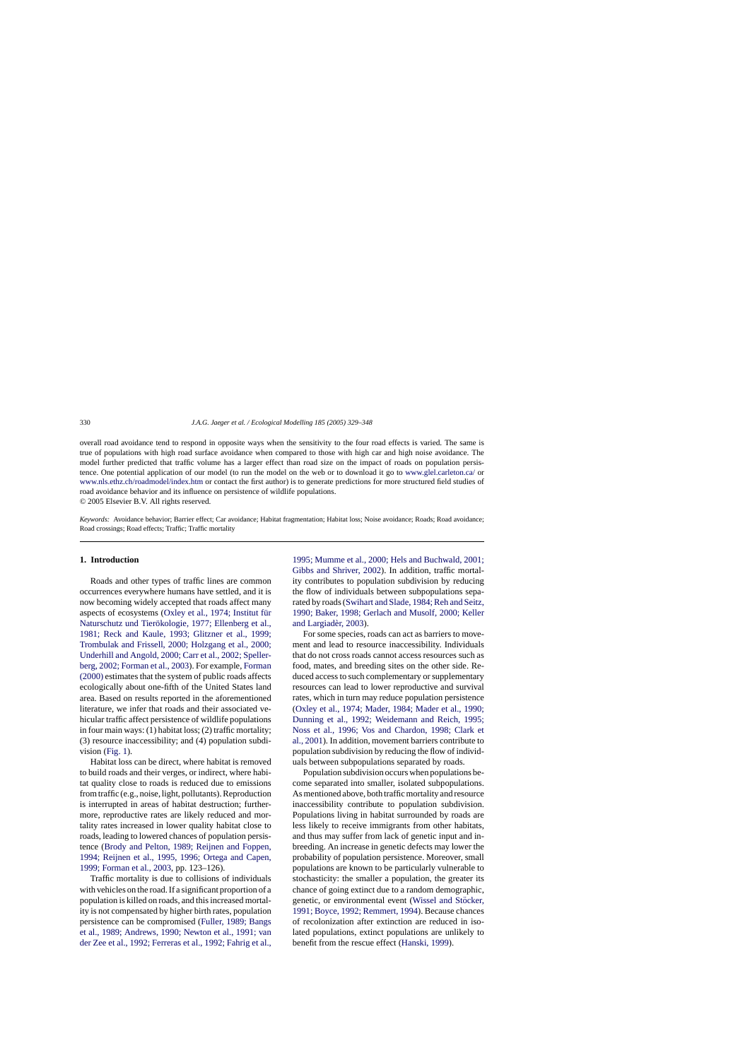overall road avoidance tend to respond in opposite ways when the sensitivity to the four road effects is varied. The same is true of populations with high road surface avoidance when compared to those with high car and high noise avoidance. The model further predicted that traffic volume has a larger effect than road size on the impact of roads on population persistence. One potential application of our model (to run the model on the web or to download it go to www.glel.carleton.ca/ or www.nls.ethz.ch/roadmodel/index.htm or contact the first author) is to generate predictions for more structured field studies of road avoidance behavior and its influence on persistence of wildlife populations.
© 2005 Elsevier B.V. All rights reserved.

*Keywords:* Avoidance behavior; Barrier effect; Car avoidance; Habitat fragmentation; Habitat loss; Noise avoidance; Roads; Road avoidance; Road crossings; Road effects; Traffic; Traffic mortality

## 1. Introduction

Roads and other types of traffic lines are common occurrences everywhere humans have settled, and it is now becoming widely accepted that roads affect many aspects of ecosystems (Oxley et al., 1974; Institut für Naturschutz und Tierökologie, 1977; Ellenberg et al., 1981; Reck and Kaule, 1993; Glitzner et al., 1999; Trombulak and Frissell, 2000; Holzgang et al., 2000; Underhill and Angold, 2000; Carr et al., 2002; Spellerberg, 2002; Forman et al., 2003). For example, Forman (2000) estimates that the system of public roads affects ecologically about one-fifth of the United States land area. Based on results reported in the aforementioned literature, we infer that roads and their associated vehicular traffic affect persistence of wildlife populations in four main ways: (1) habitat loss; (2) traffic mortality; (3) resource inaccessibility; and (4) population subdivision (Fig. 1).

Habitat loss can be direct, where habitat is removed to build roads and their verges, or indirect, where habitat quality close to roads is reduced due to emissions from traffic (e.g., noise, light, pollutants). Reproduction is interrupted in areas of habitat destruction; furthermore, reproductive rates are likely reduced and mortality rates increased in lower quality habitat close to roads, leading to lowered chances of population persistence (Brody and Pelton, 1989; Reijnen and Foppen, 1994; Reijnen et al., 1995, 1996; Ortega and Capen, 1999; Forman et al., 2003, pp. 123–126).

Traffic mortality is due to collisions of individuals with vehicles on the road. If a significant proportion of a population is killed on roads, and this increased mortality is not compensated by higher birth rates, population persistence can be compromised (Fuller, 1989; Bangs et al., 1989; Andrews, 1990; Newton et al., 1991; van der Zee et al., 1992; Ferreras et al., 1992; Fahrig et al., 1995; Mumme et al., 2000; Hels and Buchwald, 2001; Gibbs and Shriver, 2002). In addition, traffic mortality contributes to population subdivision by reducing the flow of individuals between subpopulations separated by roads (Swihart and Slade, 1984; Reh and Seitz, 1990; Baker, 1998; Gerlach and Musolf, 2000; Keller and Largiadèr, 2003).

For some species, roads can act as barriers to movement and lead to resource inaccessibility. Individuals that do not cross roads cannot access resources such as food, mates, and breeding sites on the other side. Reduced access to such complementary or supplementary resources can lead to lower reproductive and survival rates, which in turn may reduce population persistence (Oxley et al., 1974; Mader, 1984; Mader et al., 1990; Dunning et al., 1992; Weidemann and Reich, 1995; Noss et al., 1996; Vos and Chardon, 1998; Clark et al., 2001). In addition, movement barriers contribute to population subdivision by reducing the flow of individuals between subpopulations separated by roads.

Population subdivision occurs when populations become separated into smaller, isolated subpopulations. As mentioned above, both traffic mortality and resource inaccessibility contribute to population subdivision. Populations living in habitat surrounded by roads are less likely to receive immigrants from other habitats, and thus may suffer from lack of genetic input and inbreeding. An increase in genetic defects may lower the probability of population persistence. Moreover, small populations are known to be particularly vulnerable to stochasticity: the smaller a population, the greater its chance of going extinct due to a random demographic, genetic, or environmental event (Wissel and Stöcker, 1991; Boyce, 1992; Remmert, 1994). Because chances of recolonization after extinction are reduced in isolated populations, extinct populations are unlikely to benefit from the rescue effect (Hanski, 1999).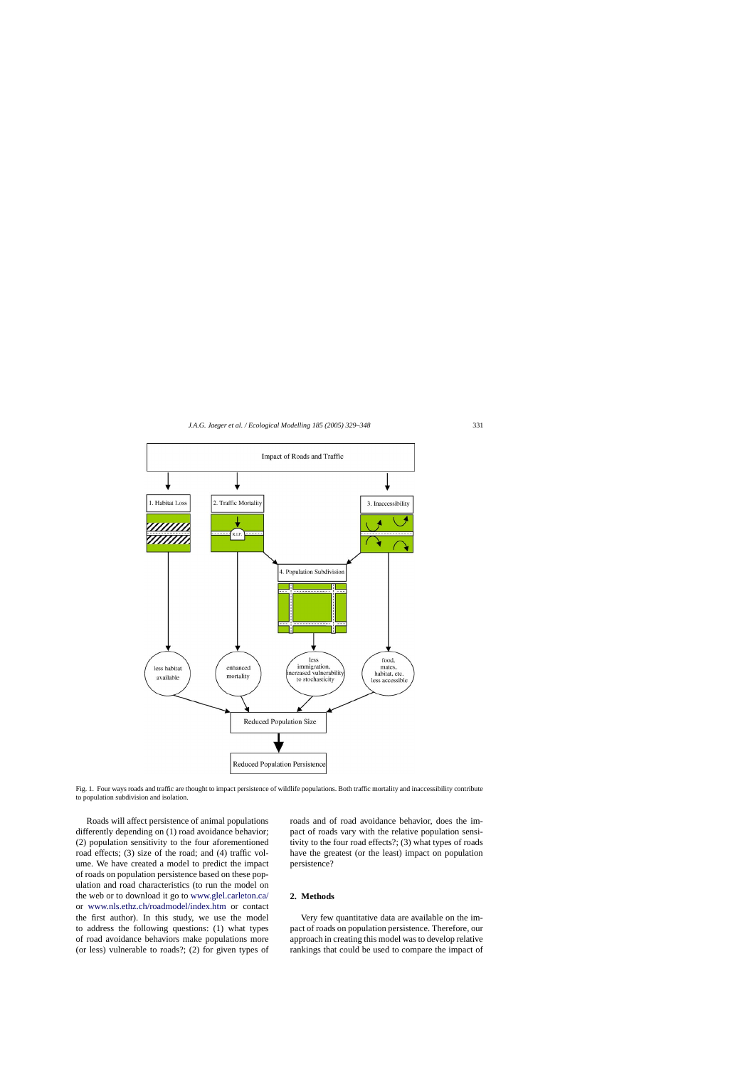Fig. 1. Four ways roads and traffic are thought to impact persistence of wildlife populations. Both traffic mortality and inaccessibility contribute to population subdivision and isolation.

Roads will affect persistence of animal populations differently depending on (1) road avoidance behavior; (2) population sensitivity to the four aforementioned road effects; (3) size of the road; and (4) traffic volume. We have created a model to predict the impact of roads on population persistence based on these population and road characteristics (to run the model on the web or to download it go to www.glel.carleton.ca/ or www.nls.ethz.ch/roadmodel/index.htm or contact the first author). In this study, we use the model to address the following questions: (1) what types of road avoidance behaviors make populations more (or less) vulnerable to roads?; (2) for given types of roads and of road avoidance behavior, does the impact of roads vary with the relative population sensitivity to the four road effects?; (3) what types of roads have the greatest (or the least) impact on population persistence?

## 2. Methods

Very few quantitative data are available on the impact of roads on population persistence. Therefore, our approach in creating this model was to develop relative rankings that could be used to compare the impact of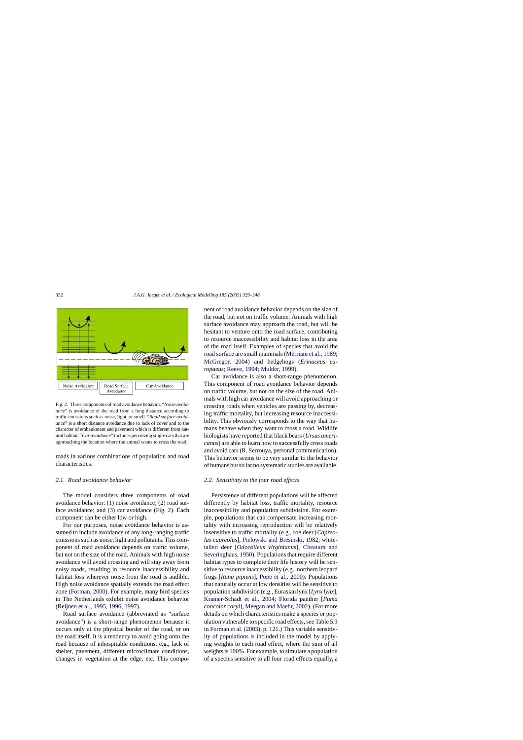Fig. 2. Three components of road avoidance behavior. "*Noise avoidance*" is avoidance of the road from a long distance according to traffic emissions such as noise, light, or smell. "*Road surface avoidance*" is a short distance avoidance due to lack of cover and to the character of embankment and pavement which is different from natural habitat. "*Car avoidance*" includes perceiving single cars that are approaching the location where the animal wants to cross the road.

roads in various combinations of population and road characteristics.

### 2.1. Road avoidance behavior

The model considers three components of road avoidance behavior: (1) noise avoidance; (2) road surface avoidance; and (3) car avoidance (Fig. 2). Each component can be either low or high.

For our purposes, noise avoidance behavior is assumed to include avoidance of any long-ranging traffic emissions such as noise, light and pollutants. This component of road avoidance depends on traffic volume, but not on the size of the road. Animals with high noise avoidance will avoid crossing and will stay away from noisy roads, resulting in resource inaccessibility and habitat loss wherever noise from the road is audible. High noise avoidance spatially extends the road effect zone (Forman, 2000). For example, many bird species in The Netherlands exhibit noise avoidance behavior (Reijnen et al., 1995, 1996, 1997).

Road surface avoidance (abbreviated as "surface avoidance") is a short-range phenomenon because it occurs only at the physical border of the road, or on the road itself. It is a tendency to avoid going onto the road because of inhospitable conditions, e.g., lack of shelter, pavement, different microclimate conditions, changes in vegetation at the edge, etc. This component of road avoidance behavior depends on the size of the road, but not on traffic volume. Animals with high surface avoidance may approach the road, but will be hesitant to venture onto the road surface, contributing to resource inaccessibility and habitat loss in the area of the road itself. Examples of species that avoid the road surface are small mammals (Merriam et al., 1989; McGregor, 2004) and hedgehogs (*Erinaceus europaeus*; Reeve, 1994; Mulder, 1999).

Car avoidance is also a short-range phenomenon. This component of road avoidance behavior depends on traffic volume, but not on the size of the road. Animals with high car avoidance will avoid approaching or crossing roads when vehicles are passing by, decreasing traffic mortality, but increasing resource inaccessibility. This obviously corresponds to the way that humans behave when they want to cross a road. Wildlife biologists have reported that black bears (*Ursus americanus*) are able to learn how to successfully cross roads and avoid cars (R. Serrouya, personal communication). This behavior seems to be very similar to the behavior of humans but so far no systematic studies are available.

### 2.2. Sensitivity to the four road effects

Persistence of different populations will be affected differently by habitat loss, traffic mortality, resource inaccessibility and population subdivision. For example, populations that can compensate increasing mortality with increasing reproduction will be relatively insensitive to traffic mortality (e.g., roe deer [*Capreolus capreolus*], Pielowski and Bresinski, 1982; white-tailed deer [*Odocoileus virginianus*], Cheatum and Severinghaus, 1950). Populations that require different habitat types to complete their life history will be sensitive to resource inaccessibility (e.g., northern leopard frogs [*Rana pipiens*], Pope et al., 2000). Populations that naturally occur at low densities will be sensitive to population subdivision (e.g., Eurasian lynx [*Lynx lynx*], Kramer-Schadt et al., 2004; Florida panther [*Puma concolor coryi*], Meegan and Maehr, 2002). (For more details on which characteristics make a species or population vulnerable to specific road effects, see Table 5.3 in Forman et al. (2003), p. 121.) This variable sensitivity of populations is included in the model by applying weights to each road effect, where the sum of all weights is 100%. For example, to simulate a population of a species sensitive to all four road effects equally, a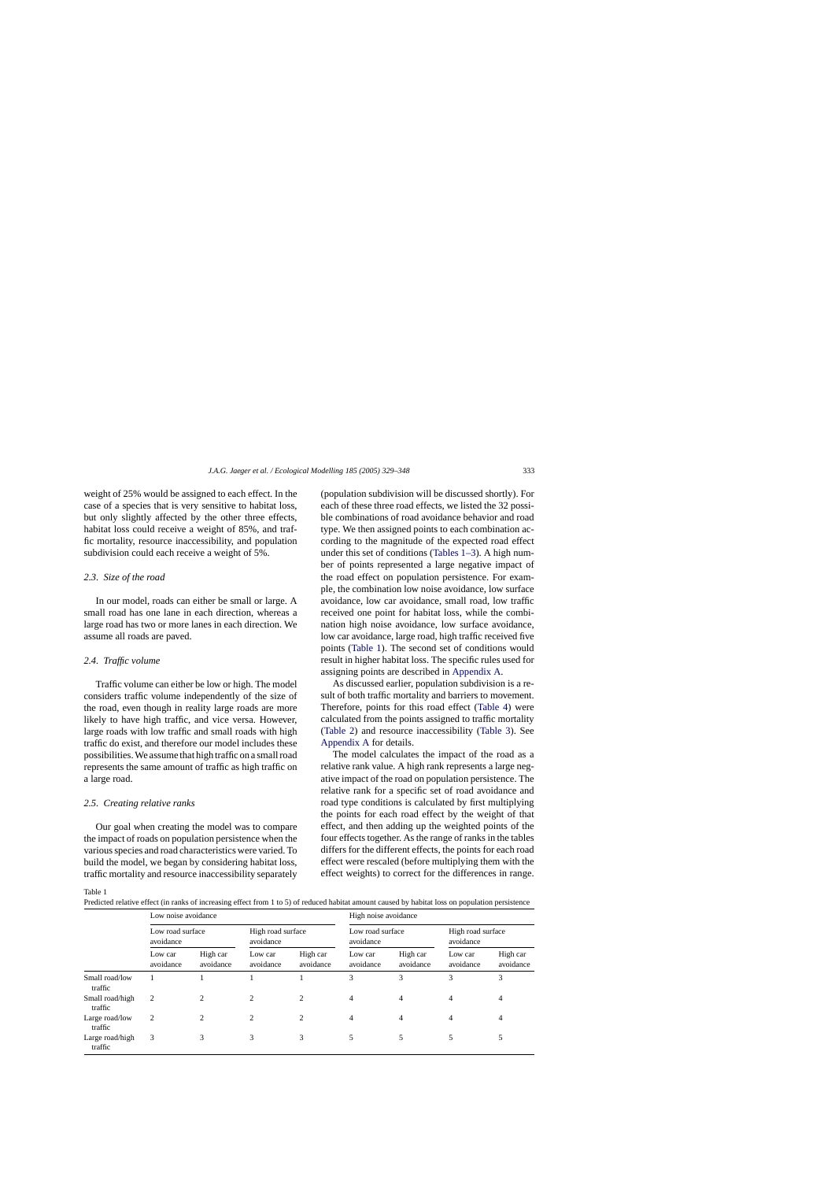weight of 25% would be assigned to each effect. In the case of a species that is very sensitive to habitat loss, but only slightly affected by the other three effects, habitat loss could receive a weight of 85%, and traffic mortality, resource inaccessibility, and population subdivision could each receive a weight of 5%.

### 2.3. Size of the road

In our model, roads can either be small or large. A small road has one lane in each direction, whereas a large road has two or more lanes in each direction. We assume all roads are paved.

### 2.4. Traffic volume

Traffic volume can either be low or high. The model considers traffic volume independently of the size of the road, even though in reality large roads are more likely to have high traffic, and vice versa. However, large roads with low traffic and small roads with high traffic do exist, and therefore our model includes these possibilities. We assume that high traffic on a small road represents the same amount of traffic as high traffic on a large road.

### 2.5. Creating relative ranks

Our goal when creating the model was to compare the impact of roads on population persistence when the various species and road characteristics were varied. To build the model, we began by considering habitat loss, traffic mortality and resource inaccessibility separately (population subdivision will be discussed shortly). For each of these three road effects, we listed the 32 possible combinations of road avoidance behavior and road type. We then assigned points to each combination according to the magnitude of the expected road effect under this set of conditions (Tables 1–3). A high number of points represented a large negative impact of the road effect on population persistence. For example, the combination low noise avoidance, low surface avoidance, low car avoidance, small road, low traffic received one point for habitat loss, while the combination high noise avoidance, low surface avoidance, low car avoidance, large road, high traffic received five points (Table 1). The second set of conditions would result in higher habitat loss. The specific rules used for assigning points are described in Appendix A.

As discussed earlier, population subdivision is a result of both traffic mortality and barriers to movement. Therefore, points for this road effect (Table 4) were calculated from the points assigned to traffic mortality (Table 2) and resource inaccessibility (Table 3). See Appendix A for details.

The model calculates the impact of the road as a relative rank value. A high rank represents a large negative impact of the road on population persistence. The relative rank for a specific set of road avoidance and road type conditions is calculated by first multiplying the points for each road effect by the weight of that effect, and then adding up the weighted points of the four effects together. As the range of ranks in the tables differs for the different effects, the points for each road effect were rescaled (before multiplying them with the effect weights) to correct for the differences in range.

Table 1
Predicted relative effect (in ranks of increasing effect from 1 to 5) of reduced habitat amount caused by habitat loss on population persistence

| | Low noise avoidance | | | | High noise avoidance | | | |
|---|---|---|---|---|---|---|---|---|
| | Low road surface avoidance | | High road surface avoidance | | Low road surface avoidance | | High road surface avoidance | |
| | Low car avoidance | High car avoidance | Low car avoidance | High car avoidance | Low car avoidance | High car avoidance | Low car avoidance | High car avoidance |
| Small road/low traffic | 1 | 1 | 1 | 1 | 3 | 3 | 3 | 3 |
| Small road/high traffic | 2 | 2 | 2 | 2 | 4 | 4 | 4 | 4 |
| Large road/low traffic | 2 | 2 | 2 | 2 | 4 | 4 | 4 | 4 |
| Large road/high traffic | 3 | 3 | 3 | 3 | 5 | 5 | 5 | 5 |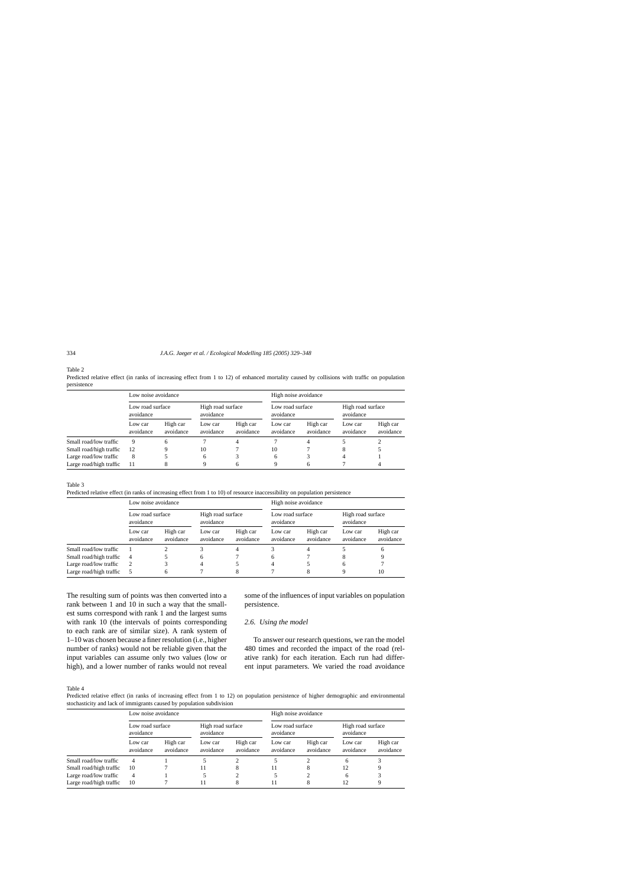Table 2

Predicted relative effect (in ranks of increasing effect from 1 to 12) of enhanced mortality caused by collisions with traffic on population persistence

| | Low noise avoidance | | | | High noise avoidance | | | |
|---|---|---|---|---|---|---|---|---|
| | Low road surface avoidance | | High road surface avoidance | | Low road surface avoidance | | High road surface avoidance | |
| | Low car avoidance | High car avoidance | Low car avoidance | High car avoidance | Low car avoidance | High car avoidance | Low car avoidance | High car avoidance |
| Small road/low traffic | 9 | 6 | 7 | 4 | 7 | 4 | 5 | 2 |
| Small road/high traffic | 12 | 9 | 10 | 7 | 10 | 7 | 8 | 5 |
| Large road/low traffic | 8 | 5 | 6 | 3 | 6 | 3 | 4 | 1 |
| Large road/high traffic | 11 | 8 | 9 | 6 | 9 | 6 | 7 | 4 |

Table 3

Predicted relative effect (in ranks of increasing effect from 1 to 10) of resource inaccessibility on population persistence

| | Low noise avoidance | | | | High noise avoidance | | | |
|---|---|---|---|---|---|---|---|---|
| | Low road surface avoidance | | High road surface avoidance | | Low road surface avoidance | | High road surface avoidance | |
| | Low car avoidance | High car avoidance | Low car avoidance | High car avoidance | Low car avoidance | High car avoidance | Low car avoidance | High car avoidance |
| Small road/low traffic | 1 | 2 | 3 | 4 | 3 | 4 | 5 | 6 |
| Small road/high traffic | 4 | 5 | 6 | 7 | 6 | 7 | 8 | 9 |
| Large road/low traffic | 2 | 3 | 4 | 5 | 4 | 5 | 6 | 7 |
| Large road/high traffic | 5 | 6 | 7 | 8 | 7 | 8 | 9 | 10 |

The resulting sum of points was then converted into a rank between 1 and 10 in such a way that the smallest sums correspond with rank 1 and the largest sums with rank 10 (the intervals of points corresponding to each rank are of similar size). A rank system of 1–10 was chosen because a finer resolution (i.e., higher number of ranks) would not be reliable given that the input variables can assume only two values (low or high), and a lower number of ranks would not reveal some of the influences of input variables on population persistence.

### 2.6. Using the model

To answer our research questions, we ran the model 480 times and recorded the impact of the road (relative rank) for each iteration. Each run had different input parameters. We varied the road avoidance

Table 4

Predicted relative effect (in ranks of increasing effect from 1 to 12) on population persistence of higher demographic and environmental stochasticity and lack of immigrants caused by population subdivision

| | Low noise avoidance | | | | High noise avoidance | | | |
|---|---|---|---|---|---|---|---|---|
| | Low road surface avoidance | | High road surface avoidance | | Low road surface avoidance | | High road surface avoidance | |
| | Low car avoidance | High car avoidance | Low car avoidance | High car avoidance | Low car avoidance | High car avoidance | Low car avoidance | High car avoidance |
| Small road/low traffic | 4 | 1 | 5 | 2 | 5 | 2 | 6 | 3 |
| Small road/high traffic | 10 | 7 | 11 | 8 | 11 | 8 | 12 | 9 |
| Large road/low traffic | 4 | 1 | 5 | 2 | 5 | 2 | 6 | 3 |
| Large road/high traffic | 10 | 7 | 11 | 8 | 11 | 8 | 12 | 9 |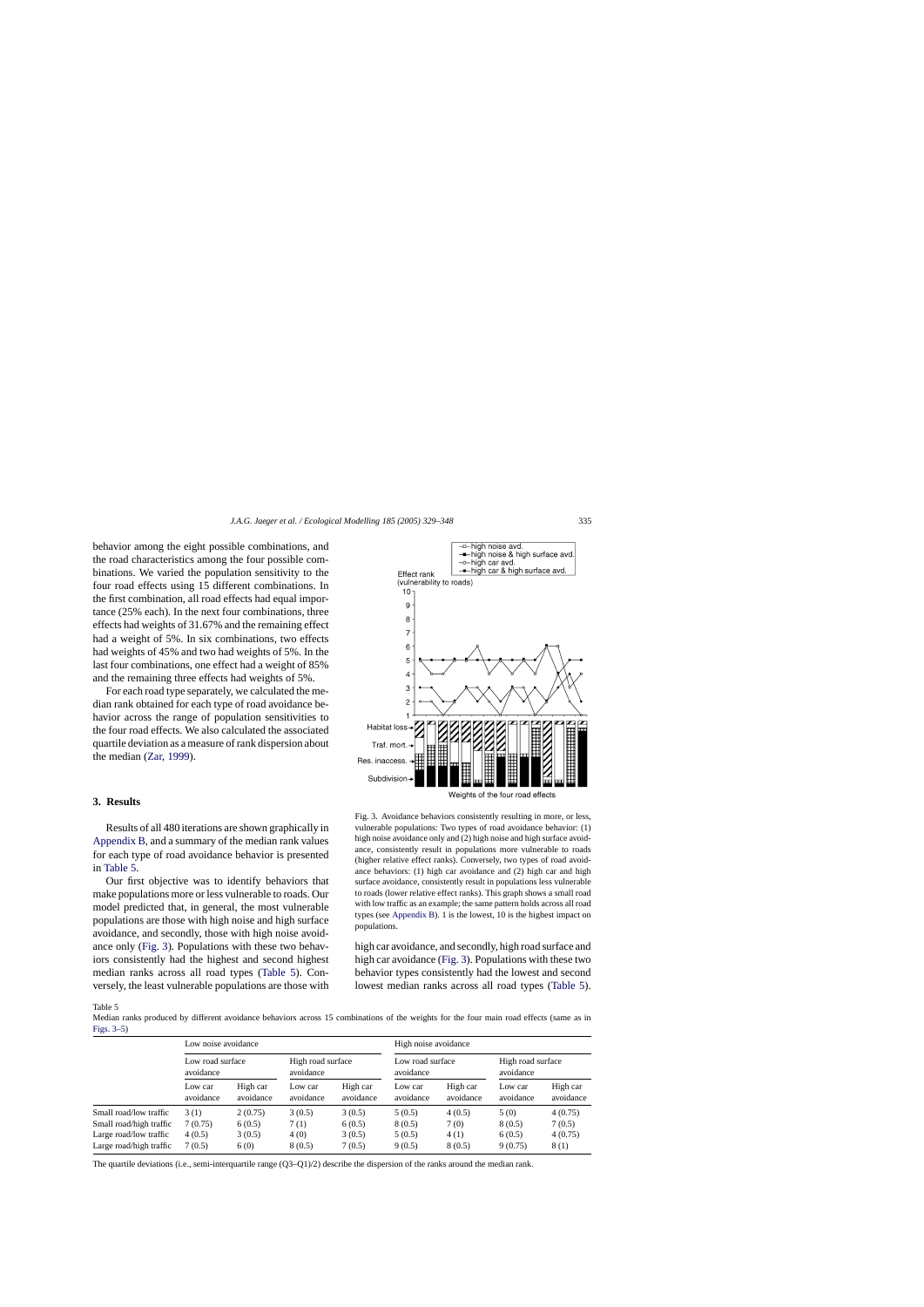behavior among the eight possible combinations, and the road characteristics among the four possible combinations. We varied the population sensitivity to the four road effects using 15 different combinations. In the first combination, all road effects had equal importance (25% each). In the next four combinations, three effects had weights of 31.67% and the remaining effect had a weight of 5%. In six combinations, two effects had weights of 45% and two had weights of 5%. In the last four combinations, one effect had a weight of 85% and the remaining three effects had weights of 5%.

For each road type separately, we calculated the median rank obtained for each type of road avoidance behavior across the range of population sensitivities to the four road effects. We also calculated the associated quartile deviation as a measure of rank dispersion about the median (Zar, 1999).

## 3. Results

Results of all 480 iterations are shown graphically in Appendix B, and a summary of the median rank values for each type of road avoidance behavior is presented in Table 5.

Our first objective was to identify behaviors that make populations more or less vulnerable to roads. Our model predicted that, in general, the most vulnerable populations are those with high noise and high surface avoidance, and secondly, those with high noise avoidance only (Fig. 3). Populations with these two behaviors consistently had the highest and second highest median ranks across all road types (Table 5). Conversely, the least vulnerable populations are those with high car avoidance, and secondly, high road surface and high car avoidance (Fig. 3). Populations with these two behavior types consistently had the lowest and second lowest median ranks across all road types (Table 5).

Fig. 3. Avoidance behaviors consistently resulting in more, or less, vulnerable populations: Two types of road avoidance behavior: (1) high noise avoidance only and (2) high noise and high surface avoidance, consistently result in populations more vulnerable to roads (higher relative effect ranks). Conversely, two types of road avoidance behaviors: (1) high car avoidance and (2) high car and high surface avoidance, consistently result in populations less vulnerable to roads (lower relative effect ranks). This graph shows a small road with low traffic as an example; the same pattern holds across all road types (see Appendix B). 1 is the lowest, 10 is the highest impact on populations.

Table 5
Median ranks produced by different avoidance behaviors across 15 combinations of the weights for the four main road effects (same as in Figs. 3–5)

| | Low noise avoidance | | | | High noise avoidance | | | |
|---|---|---|---|---|---|---|---|---|
| | Low road surface avoidance | | High road surface avoidance | | Low road surface avoidance | | High road surface avoidance | |
| | Low car avoidance | High car avoidance | Low car avoidance | High car avoidance | Low car avoidance | High car avoidance | Low car avoidance | High car avoidance |
| Small road/low traffic | 3 (1) | 2 (0.75) | 3 (0.5) | 3 (0.5) | 5 (0.5) | 4 (0.5) | 5 (0) | 4 (0.75) |
| Small road/high traffic | 7 (0.75) | 6 (0.5) | 7 (1) | 6 (0.5) | 8 (0.5) | 7 (0) | 8 (0.5) | 7 (0.5) |
| Large road/low traffic | 4 (0.5) | 3 (0.5) | 4 (0) | 3 (0.5) | 5 (0.5) | 4 (1) | 6 (0.5) | 4 (0.75) |
| Large road/high traffic | 7 (0.5) | 6 (0) | 8 (0.5) | 7 (0.5) | 9 (0.5) | 8 (0.5) | 9 (0.75) | 8 (1) |

The quartile deviations (i.e., semi-interquartile range (Q3–Q1)/2) describe the dispersion of the ranks around the median rank.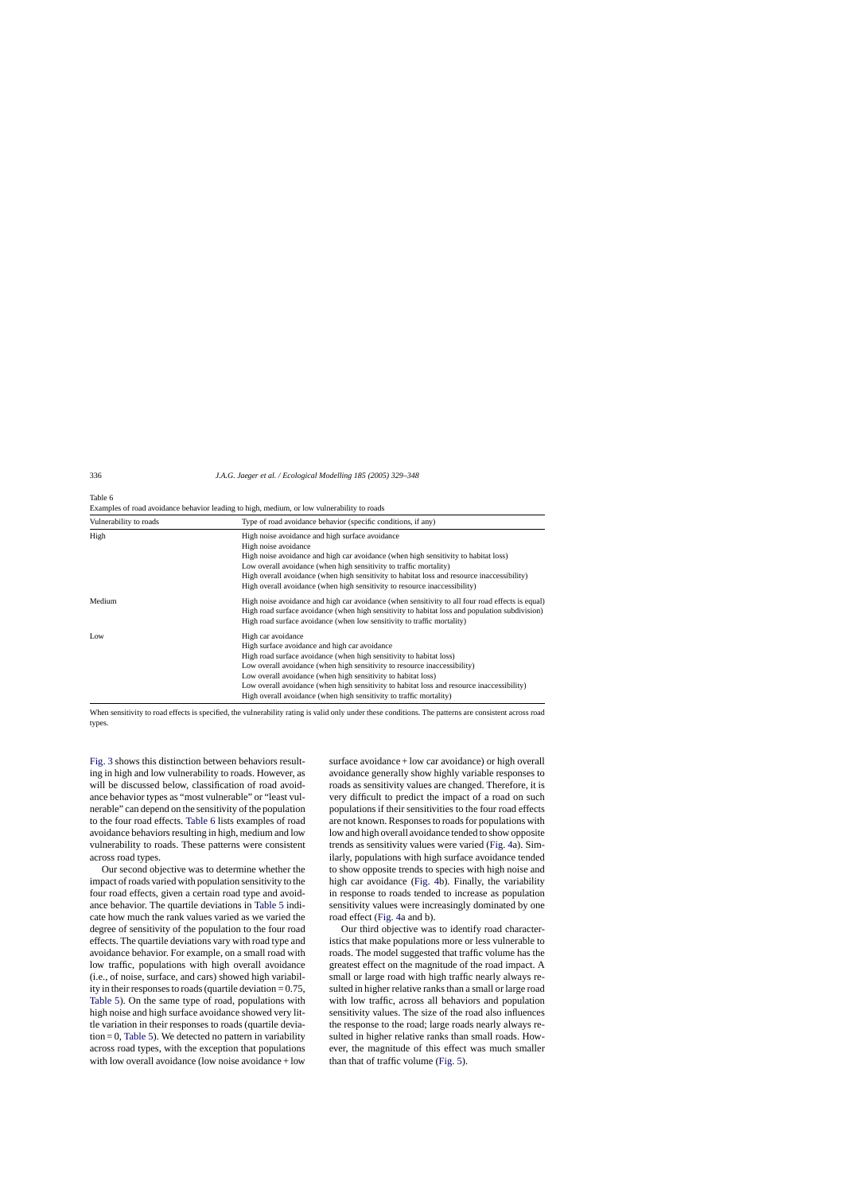Table 6
Examples of road avoidance behavior leading to high, medium, or low vulnerability to roads

| Vulnerability to roads | Type of road avoidance behavior (specific conditions, if any) |
| --- | --- |
| High | High noise avoidance and high surface avoidance |
| | High noise avoidance |
| | High noise avoidance and high car avoidance (when high sensitivity to habitat loss) |
| | Low overall avoidance (when high sensitivity to traffic mortality) |
| | High overall avoidance (when high sensitivity to habitat loss and resource inaccessibility) |
| | High overall avoidance (when high sensitivity to resource inaccessibility) |
| Medium | High noise avoidance and high car avoidance (when sensitivity to all four road effects is equal) |
| | High road surface avoidance (when high sensitivity to habitat loss and population subdivision) |
| | High road surface avoidance (when low sensitivity to traffic mortality) |
| Low | High car avoidance |
| | High surface avoidance and high car avoidance |
| | High road surface avoidance (when high sensitivity to habitat loss) |
| | Low overall avoidance (when high sensitivity to resource inaccessibility) |
| | Low overall avoidance (when high sensitivity to habitat loss) |
| | Low overall avoidance (when high sensitivity to habitat loss and resource inaccessibility) |
| | High overall avoidance (when high sensitivity to traffic mortality) |

When sensitivity to road effects is specified, the vulnerability rating is valid only under these conditions. The patterns are consistent across road types.

Fig. 3 shows this distinction between behaviors resulting in high and low vulnerability to roads. However, as will be discussed below, classification of road avoidance behavior types as "most vulnerable" or "least vulnerable" can depend on the sensitivity of the population to the four road effects. Table 6 lists examples of road avoidance behaviors resulting in high, medium and low vulnerability to roads. These patterns were consistent across road types.

Our second objective was to determine whether the impact of roads varied with population sensitivity to the four road effects, given a certain road type and avoidance behavior. The quartile deviations in Table 5 indicate how much the rank values varied as we varied the degree of sensitivity of the population to the four road effects. The quartile deviations vary with road type and avoidance behavior. For example, on a small road with low traffic, populations with high overall avoidance (i.e., of noise, surface, and cars) showed high variability in their responses to roads (quartile deviation = 0.75, Table 5). On the same type of road, populations with high noise and high surface avoidance showed very little variation in their responses to roads (quartile deviation = 0, Table 5). We detected no pattern in variability across road types, with the exception that populations with low overall avoidance (low noise avoidance + low surface avoidance + low car avoidance) or high overall avoidance generally show highly variable responses to roads as sensitivity values are changed. Therefore, it is very difficult to predict the impact of a road on such populations if their sensitivities to the four road effects are not known. Responses to roads for populations with low and high overall avoidance tended to show opposite trends as sensitivity values were varied (Fig. 4a). Similarly, populations with high surface avoidance tended to show opposite trends to species with high noise and high car avoidance (Fig. 4b). Finally, the variability in response to roads tended to increase as population sensitivity values were increasingly dominated by one road effect (Fig. 4a and b).

Our third objective was to identify road characteristics that make populations more or less vulnerable to roads. The model suggested that traffic volume has the greatest effect on the magnitude of the road impact. A small or large road with high traffic nearly always resulted in higher relative ranks than a small or large road with low traffic, across all behaviors and population sensitivity values. The size of the road also influences the response to the road; large roads nearly always resulted in higher relative ranks than small roads. However, the magnitude of this effect was much smaller than that of traffic volume (Fig. 5).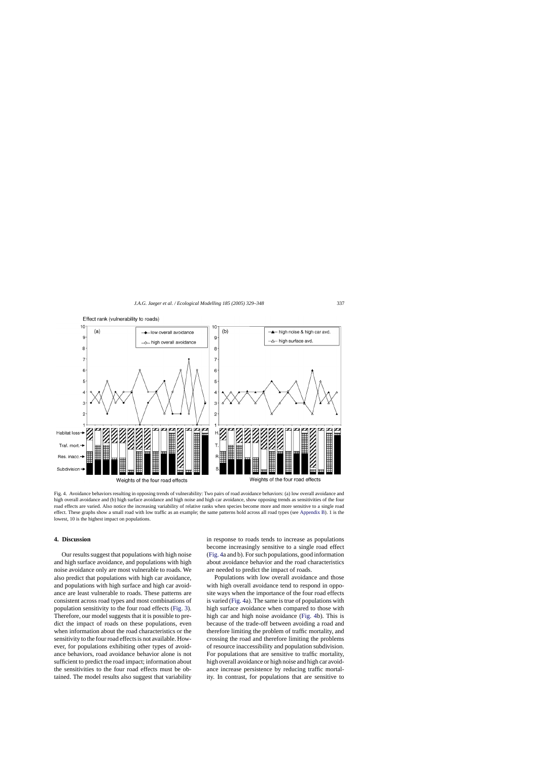Fig. 4. Avoidance behaviors resulting in opposing trends of vulnerability: Two pairs of road avoidance behaviors: (a) low overall avoidance and high overall avoidance and (b) high surface avoidance and high noise and high car avoidance, show opposing trends as sensitivities of the four road effects are varied. Also notice the increasing variability of relative ranks when species become more and more sensitive to a single road effect. These graphs show a small road with low traffic as an example; the same patterns hold across all road types (see Appendix B). 1 is the lowest, 10 is the highest impact on populations.

## 4. Discussion

Our results suggest that populations with high noise and high surface avoidance, and populations with high noise avoidance only are most vulnerable to roads. We also predict that populations with high car avoidance, and populations with high surface and high car avoidance are least vulnerable to roads. These patterns are consistent across road types and most combinations of population sensitivity to the four road effects (Fig. 3). Therefore, our model suggests that it is possible to predict the impact of roads on these populations, even when information about the road characteristics or the sensitivity to the four road effects is not available. However, for populations exhibiting other types of avoidance behaviors, road avoidance behavior alone is not sufficient to predict the road impact; information about the sensitivities to the four road effects must be obtained. The model results also suggest that variability in response to roads tends to increase as populations become increasingly sensitive to a single road effect (Fig. 4a and b). For such populations, good information about avoidance behavior and the road characteristics are needed to predict the impact of roads.

Populations with low overall avoidance and those with high overall avoidance tend to respond in opposite ways when the importance of the four road effects is varied (Fig. 4a). The same is true of populations with high surface avoidance when compared to those with high car and high noise avoidance (Fig. 4b). This is because of the trade-off between avoiding a road and therefore limiting the problem of traffic mortality, and crossing the road and therefore limiting the problems of resource inaccessibility and population subdivision. For populations that are sensitive to traffic mortality, high overall avoidance or high noise and high car avoidance increase persistence by reducing traffic mortality. In contrast, for populations that are sensitive to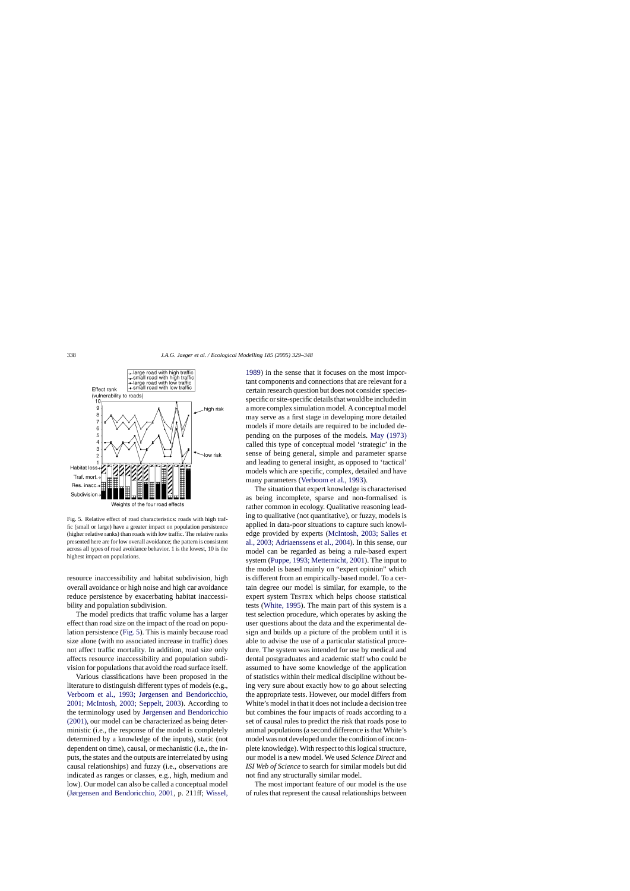Fig. 5. Relative effect of road characteristics: roads with high traffic (small or large) have a greater impact on population persistence (higher relative ranks) than roads with low traffic. The relative ranks presented here are for low overall avoidance; the pattern is consistent across all types of road avoidance behavior. 1 is the lowest, 10 is the highest impact on populations.

resource inaccessibility and habitat subdivision, high overall avoidance or high noise and high car avoidance reduce persistence by exacerbating habitat inaccessibility and population subdivision.

The model predicts that traffic volume has a larger effect than road size on the impact of the road on population persistence (Fig. 5). This is mainly because road size alone (with no associated increase in traffic) does not affect traffic mortality. In addition, road size only affects resource inaccessibility and population subdivision for populations that avoid the road surface itself.

Various classifications have been proposed in the literature to distinguish different types of models (e.g., Verboom et al., 1993; Jørgensen and Bendoricchio, 2001; McIntosh, 2003; Seppelt, 2003). According to the terminology used by Jørgensen and Bendoricchio (2001), our model can be characterized as being deterministic (i.e., the response of the model is completely determined by a knowledge of the inputs), static (not dependent on time), causal, or mechanistic (i.e., the inputs, the states and the outputs are interrelated by using causal relationships) and fuzzy (i.e., observations are indicated as ranges or classes, e.g., high, medium and low). Our model can also be called a conceptual model (Jørgensen and Bendoricchio, 2001, p. 211ff; Wissel, 1989) in the sense that it focuses on the most important components and connections that are relevant for a certain research question but does not consider species-specific or site-specific details that would be included in a more complex simulation model. A conceptual model may serve as a first stage in developing more detailed models if more details are required to be included depending on the purposes of the models. May (1973) called this type of conceptual model 'strategic' in the sense of being general, simple and parameter sparse and leading to general insight, as opposed to 'tactical' models which are specific, complex, detailed and have many parameters (Verboom et al., 1993).

The situation that expert knowledge is characterised as being incomplete, sparse and non-formalised is rather common in ecology. Qualitative reasoning leading to qualitative (not quantitative), or fuzzy, models is applied in data-poor situations to capture such knowledge provided by experts (McIntosh, 2003; Salles et al., 2003; Adriaenssens et al., 2004). In this sense, our model can be regarded as being a rule-based expert system (Puppe, 1993; Metternicht, 2001). The input to the model is based mainly on "expert opinion" which is different from an empirically-based model. To a certain degree our model is similar, for example, to the expert system TESTEX which helps choose statistical tests (White, 1995). The main part of this system is a test selection procedure, which operates by asking the user questions about the data and the experimental design and builds up a picture of the problem until it is able to advise the use of a particular statistical procedure. The system was intended for use by medical and dental postgraduates and academic staff who could be assumed to have some knowledge of the application of statistics within their medical discipline without being very sure about exactly how to go about selecting the appropriate tests. However, our model differs from White's model in that it does not include a decision tree but combines the four impacts of roads according to a set of causal rules to predict the risk that roads pose to animal populations (a second difference is that White's model was not developed under the condition of incomplete knowledge). With respect to this logical structure, our model is a new model. We used *Science Direct* and *ISI Web of Science* to search for similar models but did not find any structurally similar model.

The most important feature of our model is the use of rules that represent the causal relationships between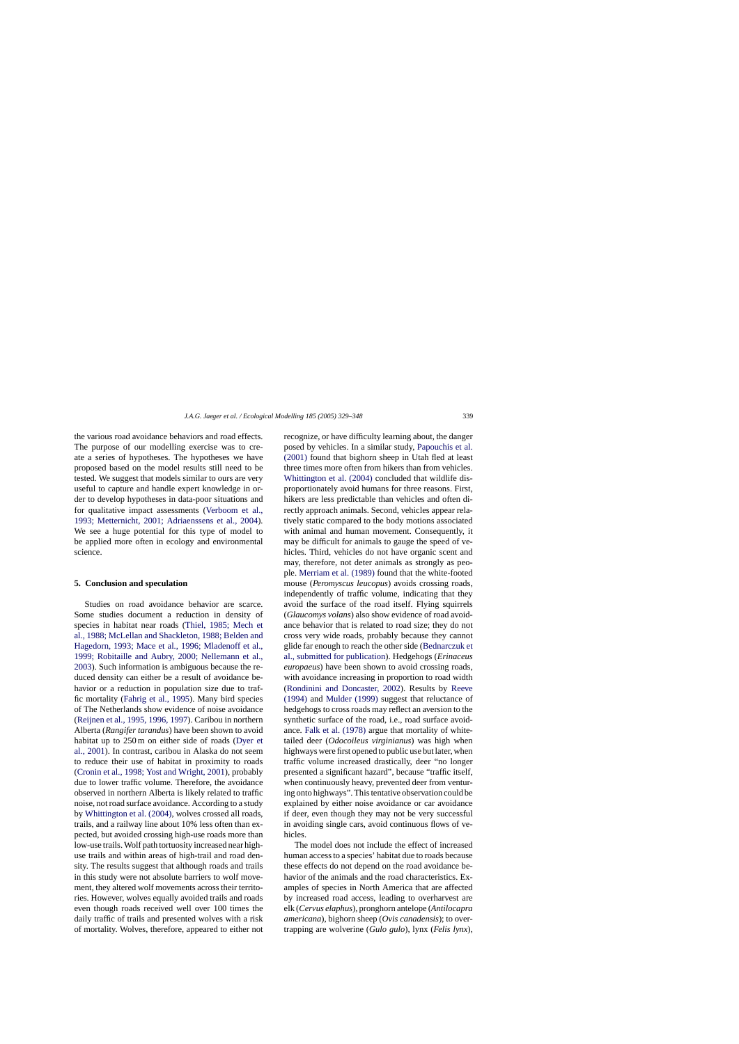the various road avoidance behaviors and road effects. The purpose of our modelling exercise was to create a series of hypotheses. The hypotheses we have proposed based on the model results still need to be tested. We suggest that models similar to ours are very useful to capture and handle expert knowledge in order to develop hypotheses in data-poor situations and for qualitative impact assessments (Verboom et al., 1993; Metternicht, 2001; Adriaenssens et al., 2004). We see a huge potential for this type of model to be applied more often in ecology and environmental science.

## 5. Conclusion and speculation

Studies on road avoidance behavior are scarce. Some studies document a reduction in density of species in habitat near roads (Thiel, 1985; Mech et al., 1988; McLellan and Shackleton, 1988; Belden and Hagedorn, 1993; Mace et al., 1996; Mladenoff et al., 1999; Robitaille and Aubry, 2000; Nellemann et al., 2003). Such information is ambiguous because the reduced density can either be a result of avoidance behavior or a reduction in population size due to traffic mortality (Fahrig et al., 1995). Many bird species of The Netherlands show evidence of noise avoidance (Reijnen et al., 1995, 1996, 1997). Caribou in northern Alberta (*Rangifer tarandus*) have been shown to avoid habitat up to 250 m on either side of roads (Dyer et al., 2001). In contrast, caribou in Alaska do not seem to reduce their use of habitat in proximity to roads (Cronin et al., 1998; Yost and Wright, 2001), probably due to lower traffic volume. Therefore, the avoidance observed in northern Alberta is likely related to traffic noise, not road surface avoidance. According to a study by Whittington et al. (2004), wolves crossed all roads, trails, and a railway line about 10% less often than expected, but avoided crossing high-use roads more than low-use trails. Wolf path tortuosity increased near high-use trails and within areas of high-trail and road density. The results suggest that although roads and trails in this study were not absolute barriers to wolf movement, they altered wolf movements across their territories. However, wolves equally avoided trails and roads even though roads received well over 100 times the daily traffic of trails and presented wolves with a risk of mortality. Wolves, therefore, appeared to either not recognize, or have difficulty learning about, the danger posed by vehicles. In a similar study, Papouchis et al. (2001) found that bighorn sheep in Utah fled at least three times more often from hikers than from vehicles. Whittington et al. (2004) concluded that wildlife disproportionately avoid humans for three reasons. First, hikers are less predictable than vehicles and often directly approach animals. Second, vehicles appear relatively static compared to the body motions associated with animal and human movement. Consequently, it may be difficult for animals to gauge the speed of vehicles. Third, vehicles do not have organic scent and may, therefore, not deter animals as strongly as people. Merriam et al. (1989) found that the white-footed mouse (*Peromyscus leucopus*) avoids crossing roads, independently of traffic volume, indicating that they avoid the surface of the road itself. Flying squirrels (*Glaucomys volans*) also show evidence of road avoidance behavior that is related to road size; they do not cross very wide roads, probably because they cannot glide far enough to reach the other side (Bednarczuk et al., submitted for publication). Hedgehogs (*Erinaceus europaeus*) have been shown to avoid crossing roads, with avoidance increasing in proportion to road width (Rondinini and Doncaster, 2002). Results by Reeve (1994) and Mulder (1999) suggest that reluctance of hedgehogs to cross roads may reflect an aversion to the synthetic surface of the road, i.e., road surface avoidance. Falk et al. (1978) argue that mortality of white-tailed deer (*Odocoileus virginianus*) was high when highways were first opened to public use but later, when traffic volume increased drastically, deer "no longer presented a significant hazard", because "traffic itself, when continuously heavy, prevented deer from venturing onto highways". This tentative observation could be explained by either noise avoidance or car avoidance if deer, even though they may not be very successful in avoiding single cars, avoid continuous flows of vehicles.

The model does not include the effect of increased human access to a species' habitat due to roads because these effects do not depend on the road avoidance behavior of the animals and the road characteristics. Examples of species in North America that are affected by increased road access, leading to overharvest are elk (*Cervus elaphus*), pronghorn antelope (*Antilocapra americana*), bighorn sheep (*Ovis canadensis*); to overtrapping are wolverine (*Gulo gulo*), lynx (*Felis lynx*),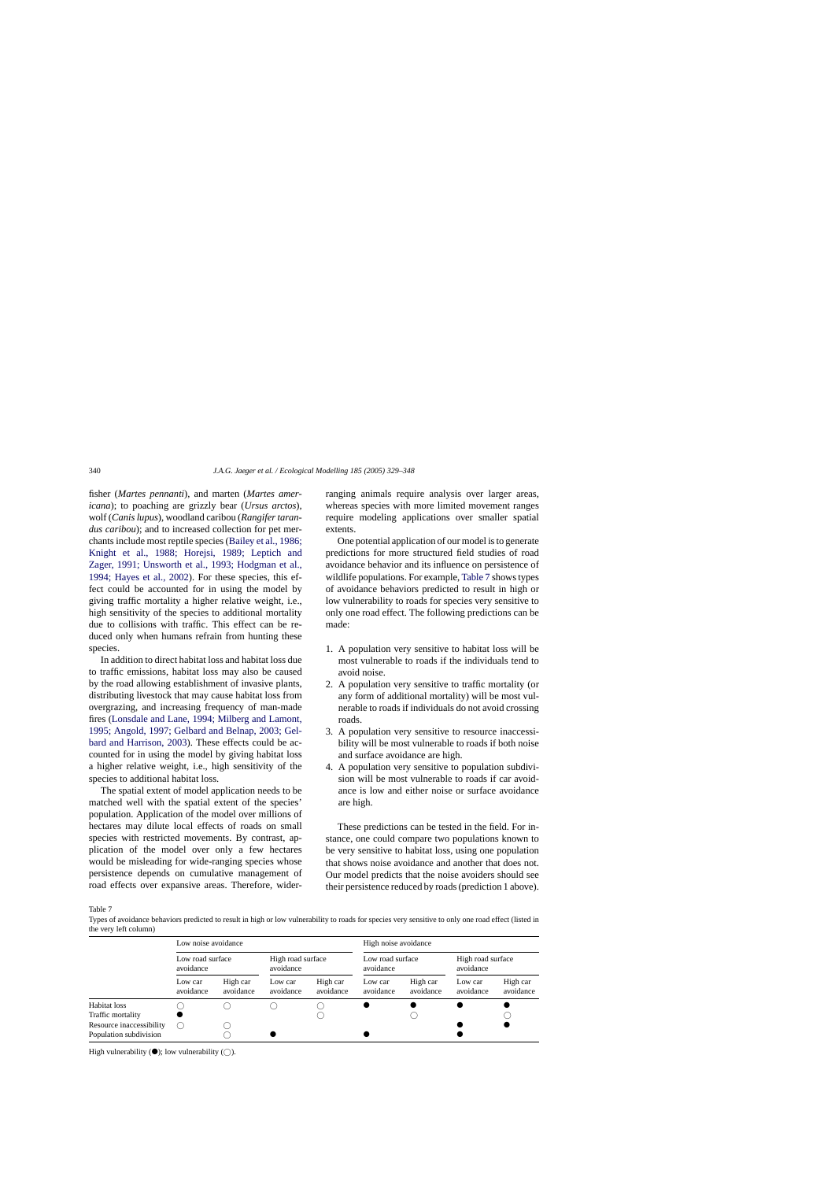fisher (*Martes pennanti*), and marten (*Martes americana*); to poaching are grizzly bear (*Ursus arctos*), wolf (*Canis lupus*), woodland caribou (*Rangifer tarandus caribou*); and to increased collection for pet merchants include most reptile species (Bailey et al., 1986; Knight et al., 1988; Horejsi, 1989; Leptich and Zager, 1991; Unsworth et al., 1993; Hodgman et al., 1994; Hayes et al., 2002). For these species, this effect could be accounted for in using the model by giving traffic mortality a higher relative weight, i.e., high sensitivity of the species to additional mortality due to collisions with traffic. This effect can be reduced only when humans refrain from hunting these species.

In addition to direct habitat loss and habitat loss due to traffic emissions, habitat loss may also be caused by the road allowing establishment of invasive plants, distributing livestock that may cause habitat loss from overgrazing, and increasing frequency of man-made fires (Lonsdale and Lane, 1994; Milberg and Lamont, 1995; Angold, 1997; Gelbard and Belnap, 2003; Gelbard and Harrison, 2003). These effects could be accounted for in using the model by giving habitat loss a higher relative weight, i.e., high sensitivity of the species to additional habitat loss.

The spatial extent of model application needs to be matched well with the spatial extent of the species' population. Application of the model over millions of hectares may dilute local effects of roads on small species with restricted movements. By contrast, application of the model over only a few hectares would be misleading for wide-ranging species whose persistence depends on cumulative management of road effects over expansive areas. Therefore, wider-ranging animals require analysis over larger areas, whereas species with more limited movement ranges require modeling applications over smaller spatial extents.

One potential application of our model is to generate predictions for more structured field studies of road avoidance behavior and its influence on persistence of wildlife populations. For example, Table 7 shows types of avoidance behaviors predicted to result in high or low vulnerability to roads for species very sensitive to only one road effect. The following predictions can be made:

1. A population very sensitive to habitat loss will be most vulnerable to roads if the individuals tend to avoid noise.
2. A population very sensitive to traffic mortality (or any form of additional mortality) will be most vulnerable to roads if individuals do not avoid crossing roads.
3. A population very sensitive to resource inaccessibility will be most vulnerable to roads if both noise and surface avoidance are high.
4. A population very sensitive to population subdivision will be most vulnerable to roads if car avoidance is low and either noise or surface avoidance are high.

These predictions can be tested in the field. For instance, one could compare two populations known to be very sensitive to habitat loss, using one population that shows noise avoidance and another that does not. Our model predicts that the noise avoiders should see their persistence reduced by roads (prediction 1 above).

Table 7
Types of avoidance behaviors predicted to result in high or low vulnerability to roads for species very sensitive to only one road effect (listed in the very left column)

| | Low noise avoidance | | | | High noise avoidance | | | |
|---|---|---|---|---|---|---|---|---|
| | Low road surface avoidance | | High road surface avoidance | | Low road surface avoidance | | High road surface avoidance | |
| | Low car avoidance | High car avoidance | Low car avoidance | High car avoidance | Low car avoidance | High car avoidance | Low car avoidance | High car avoidance |
| Habitat loss | ○ | ○ | ○ | ○ | ● | ● | ● | ● |
| Traffic mortality | ● | | | ○ | | ○ | | ○ |
| Resource inaccessibility | ○ | ○ | | | | | ● | ● |
| Population subdivision | | ○ | ● | | ● | | ● | |

High vulnerability (●); low vulnerability (○).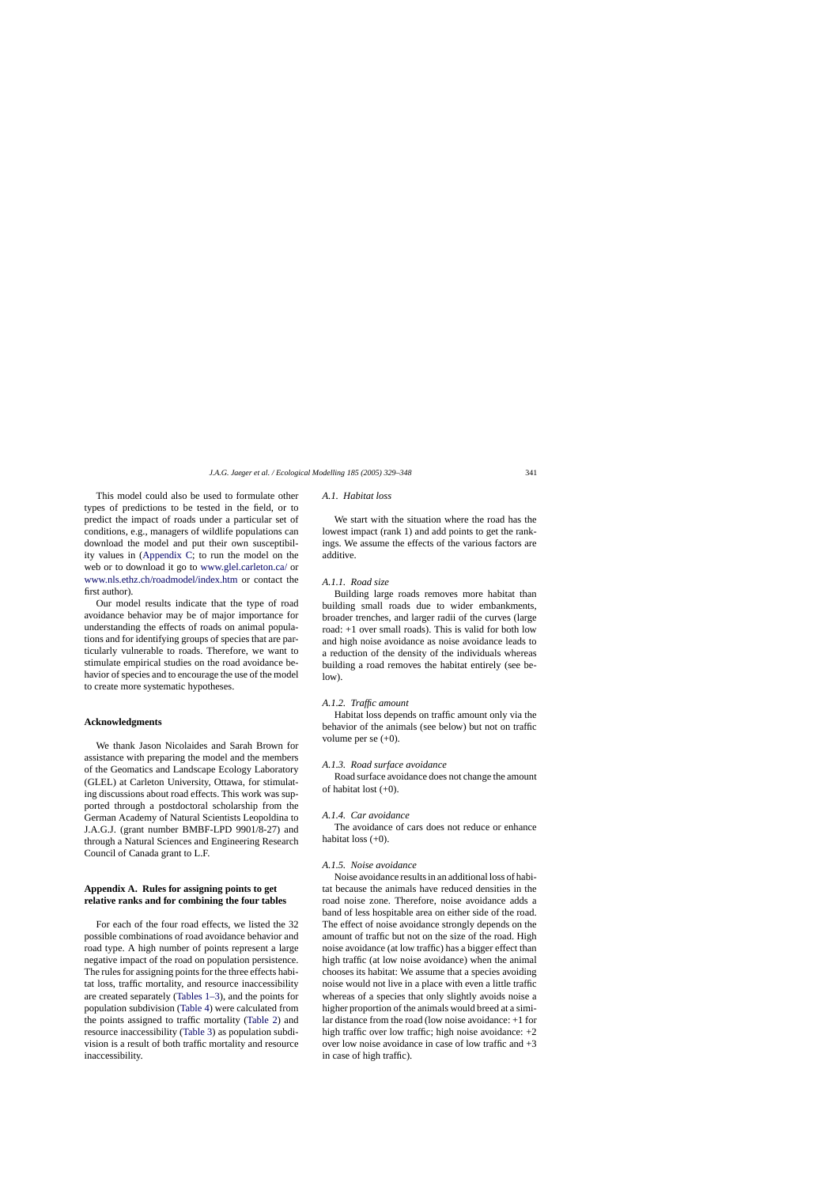This model could also be used to formulate other types of predictions to be tested in the field, or to predict the impact of roads under a particular set of conditions, e.g., managers of wildlife populations can download the model and put their own susceptibility values in (Appendix C; to run the model on the web or to download it go to www.glel.carleton.ca/ or www.nls.ethz.ch/roadmodel/index.htm or contact the first author).

Our model results indicate that the type of road avoidance behavior may be of major importance for understanding the effects of roads on animal populations and for identifying groups of species that are particularly vulnerable to roads. Therefore, we want to stimulate empirical studies on the road avoidance behavior of species and to encourage the use of the model to create more systematic hypotheses.

## Acknowledgments

We thank Jason Nicolaides and Sarah Brown for assistance with preparing the model and the members of the Geomatics and Landscape Ecology Laboratory (GLEL) at Carleton University, Ottawa, for stimulating discussions about road effects. This work was supported through a postdoctoral scholarship from the German Academy of Natural Scientists Leopoldina to J.A.G.J. (grant number BMBF-LPD 9901/8-27) and through a Natural Sciences and Engineering Research Council of Canada grant to L.F.

## Appendix A. Rules for assigning points to get relative ranks and for combining the four tables

For each of the four road effects, we listed the 32 possible combinations of road avoidance behavior and road type. A high number of points represent a large negative impact of the road on population persistence. The rules for assigning points for the three effects habitat loss, traffic mortality, and resource inaccessibility are created separately (Tables 1–3), and the points for population subdivision (Table 4) were calculated from the points assigned to traffic mortality (Table 2) and resource inaccessibility (Table 3) as population subdivision is a result of both traffic mortality and resource inaccessibility.

### *A.1. Habitat loss*

We start with the situation where the road has the lowest impact (rank 1) and add points to get the rankings. We assume the effects of the various factors are additive.

#### *A.1.1. Road size*

Building large roads removes more habitat than building small roads due to wider embankments, broader trenches, and larger radii of the curves (large road: +1 over small roads). This is valid for both low and high noise avoidance as noise avoidance leads to a reduction of the density of the individuals whereas building a road removes the habitat entirely (see below).

#### *A.1.2. Traffic amount*

Habitat loss depends on traffic amount only via the behavior of the animals (see below) but not on traffic volume per se (+0).

#### *A.1.3. Road surface avoidance*

Road surface avoidance does not change the amount of habitat lost (+0).

#### *A.1.4. Car avoidance*

The avoidance of cars does not reduce or enhance habitat loss (+0).

#### *A.1.5. Noise avoidance*

Noise avoidance results in an additional loss of habitat because the animals have reduced densities in the road noise zone. Therefore, noise avoidance adds a band of less hospitable area on either side of the road. The effect of noise avoidance strongly depends on the amount of traffic but not on the size of the road. High noise avoidance (at low traffic) has a bigger effect than high traffic (at low noise avoidance) when the animal chooses its habitat: We assume that a species avoiding noise would not live in a place with even a little traffic whereas of a species that only slightly avoids noise a higher proportion of the animals would breed at a similar distance from the road (low noise avoidance: +1 for high traffic over low traffic; high noise avoidance: +2 over low noise avoidance in case of low traffic and +3 in case of high traffic).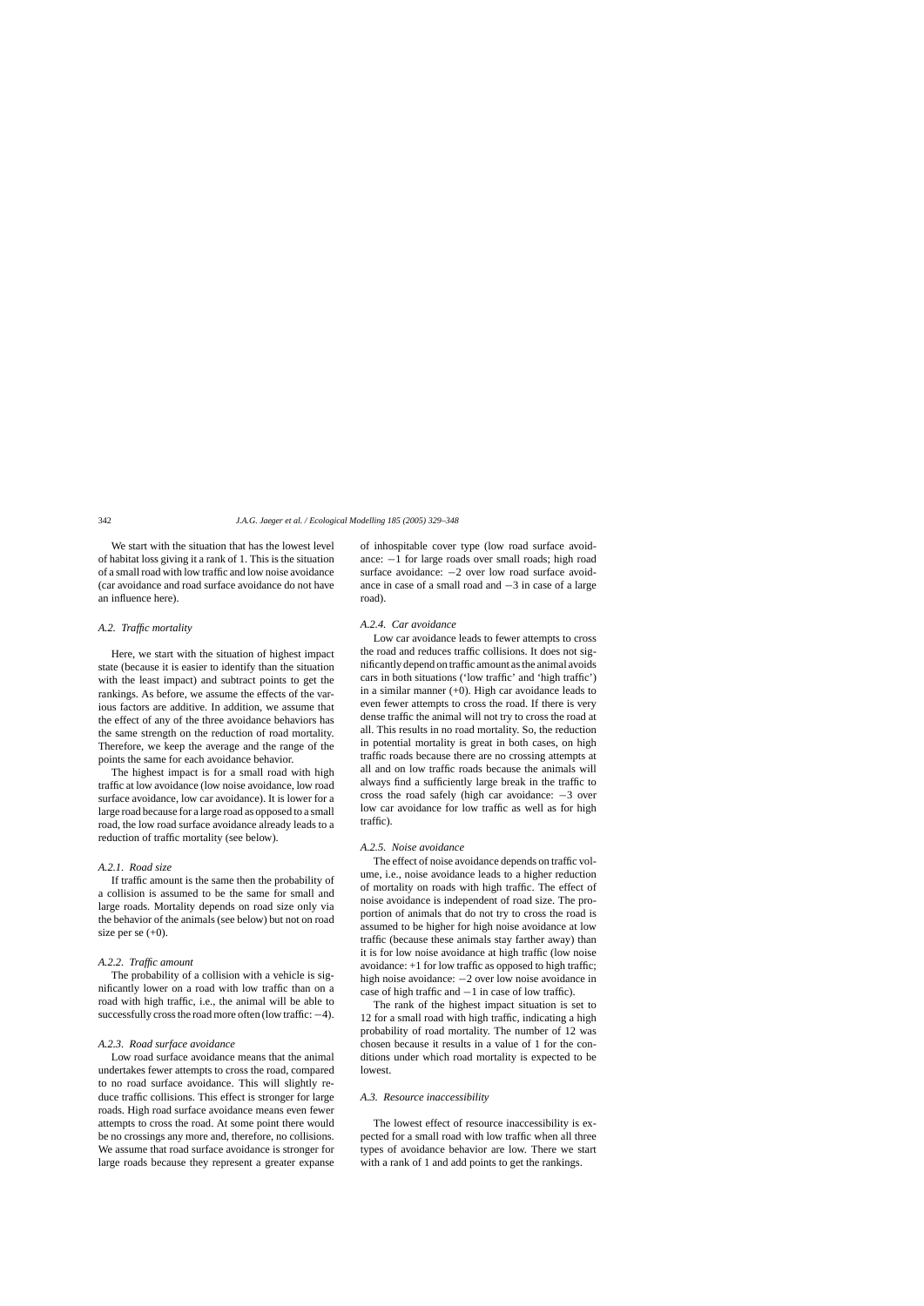We start with the situation that has the lowest level of habitat loss giving it a rank of 1. This is the situation of a small road with low traffic and low noise avoidance (car avoidance and road surface avoidance do not have an influence here).

### *A.2. Traffic mortality*

Here, we start with the situation of highest impact state (because it is easier to identify than the situation with the least impact) and subtract points to get the rankings. As before, we assume the effects of the various factors are additive. In addition, we assume that the effect of any of the three avoidance behaviors has the same strength on the reduction of road mortality. Therefore, we keep the average and the range of the points the same for each avoidance behavior.

The highest impact is for a small road with high traffic at low avoidance (low noise avoidance, low road surface avoidance, low car avoidance). It is lower for a large road because for a large road as opposed to a small road, the low road surface avoidance already leads to a reduction of traffic mortality (see below).

#### *A.2.1. Road size*

If traffic amount is the same then the probability of a collision is assumed to be the same for small and large roads. Mortality depends on road size only via the behavior of the animals (see below) but not on road size per se (+0).

#### *A.2.2. Traffic amount*

The probability of a collision with a vehicle is significantly lower on a road with low traffic than on a road with high traffic, i.e., the animal will be able to successfully cross the road more often (low traffic: −4).

#### *A.2.3. Road surface avoidance*

Low road surface avoidance means that the animal undertakes fewer attempts to cross the road, compared to no road surface avoidance. This will slightly reduce traffic collisions. This effect is stronger for large roads. High road surface avoidance means even fewer attempts to cross the road. At some point there would be no crossings any more and, therefore, no collisions. We assume that road surface avoidance is stronger for large roads because they represent a greater expanse of inhospitable cover type (low road surface avoidance: −1 for large roads over small roads; high road surface avoidance: −2 over low road surface avoidance in case of a small road and −3 in case of a large road).

#### *A.2.4. Car avoidance*

Low car avoidance leads to fewer attempts to cross the road and reduces traffic collisions. It does not significantly depend on traffic amount as the animal avoids cars in both situations ('low traffic' and 'high traffic') in a similar manner (+0). High car avoidance leads to even fewer attempts to cross the road. If there is very dense traffic the animal will not try to cross the road at all. This results in no road mortality. So, the reduction in potential mortality is great in both cases, on high traffic roads because there are no crossing attempts at all and on low traffic roads because the animals will always find a sufficiently large break in the traffic to cross the road safely (high car avoidance: −3 over low car avoidance for low traffic as well as for high traffic).

#### *A.2.5. Noise avoidance*

The effect of noise avoidance depends on traffic volume, i.e., noise avoidance leads to a higher reduction of mortality on roads with high traffic. The effect of noise avoidance is independent of road size. The proportion of animals that do not try to cross the road is assumed to be higher for high noise avoidance at low traffic (because these animals stay farther away) than it is for low noise avoidance at high traffic (low noise avoidance: +1 for low traffic as opposed to high traffic; high noise avoidance: −2 over low noise avoidance in case of high traffic and −1 in case of low traffic).

The rank of the highest impact situation is set to 12 for a small road with high traffic, indicating a high probability of road mortality. The number of 12 was chosen because it results in a value of 1 for the conditions under which road mortality is expected to be lowest.

### *A.3. Resource inaccessibility*

The lowest effect of resource inaccessibility is expected for a small road with low traffic when all three types of avoidance behavior are low. There we start with a rank of 1 and add points to get the rankings.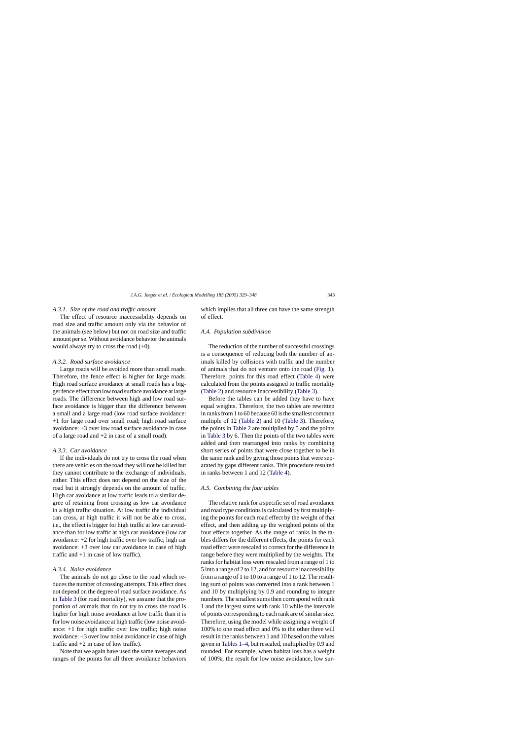#### A.3.1. Size of the road and traffic amount

The effect of resource inaccessibility depends on road size and traffic amount only via the behavior of the animals (see below) but not on road size and traffic amount per se. Without avoidance behavior the animals would always try to cross the road (+0).

#### A.3.2. Road surface avoidance

Large roads will be avoided more than small roads. Therefore, the fence effect is higher for large roads. High road surface avoidance at small roads has a bigger fence effect than low road surface avoidance at large roads. The difference between high and low road surface avoidance is bigger than the difference between a small and a large road (low road surface avoidance: +1 for large road over small road; high road surface avoidance: +3 over low road surface avoidance in case of a large road and +2 in case of a small road).

#### A.3.3. Car avoidance

If the individuals do not try to cross the road when there are vehicles on the road they will not be killed but they cannot contribute to the exchange of individuals, either. This effect does not depend on the size of the road but it strongly depends on the amount of traffic. High car avoidance at low traffic leads to a similar degree of retaining from crossing as low car avoidance in a high traffic situation. At low traffic the individual can cross, at high traffic it will not be able to cross, i.e., the effect is bigger for high traffic at low car avoidance than for low traffic at high car avoidance (low car avoidance: +2 for high traffic over low traffic; high car avoidance: +3 over low car avoidance in case of high traffic and +1 in case of low traffic).

#### A.3.4. Noise avoidance

The animals do not go close to the road which reduces the number of crossing attempts. This effect does not depend on the degree of road surface avoidance. As in Table 3 (for road mortality), we assume that the proportion of animals that do not try to cross the road is higher for high noise avoidance at low traffic than it is for low noise avoidance at high traffic (low noise avoidance: +1 for high traffic over low traffic; high noise avoidance: +3 over low noise avoidance in case of high traffic and +2 in case of low traffic).

Note that we again have used the same averages and ranges of the points for all three avoidance behaviors which implies that all three can have the same strength of effect.

### A.4. Population subdivision

The reduction of the number of successful crossings is a consequence of reducing both the number of animals killed by collisions with traffic and the number of animals that do not venture onto the road (Fig. 1). Therefore, points for this road effect (Table 4) were calculated from the points assigned to traffic mortality (Table 2) and resource inaccessibility (Table 3).

Before the tables can be added they have to have equal weights. Therefore, the two tables are rewritten in ranks from 1 to 60 because 60 is the smallest common multiple of 12 (Table 2) and 10 (Table 3). Therefore, the points in Table 2 are multiplied by 5 and the points in Table 3 by 6. Then the points of the two tables were added and then rearranged into ranks by combining short series of points that were close together to be in the same rank and by giving those points that were separated by gaps different ranks. This procedure resulted in ranks between 1 and 12 (Table 4).

### A.5. Combining the four tables

The relative rank for a specific set of road avoidance and road type conditions is calculated by first multiplying the points for each road effect by the weight of that effect, and then adding up the weighted points of the four effects together. As the range of ranks in the tables differs for the different effects, the points for each road effect were rescaled to correct for the difference in range before they were multiplied by the weights. The ranks for habitat loss were rescaled from a range of 1 to 5 into a range of 2 to 12, and for resource inaccessibility from a range of 1 to 10 to a range of 1 to 12. The resulting sum of points was converted into a rank between 1 and 10 by multiplying by 0.9 and rounding to integer numbers. The smallest sums then correspond with rank 1 and the largest sums with rank 10 while the intervals of points corresponding to each rank are of similar size. Therefore, using the model while assigning a weight of 100% to one road effect and 0% to the other three will result in the ranks between 1 and 10 based on the values given in Tables 1–4, but rescaled, multiplied by 0.9 and rounded. For example, when habitat loss has a weight of 100%, the result for low noise avoidance, low sur-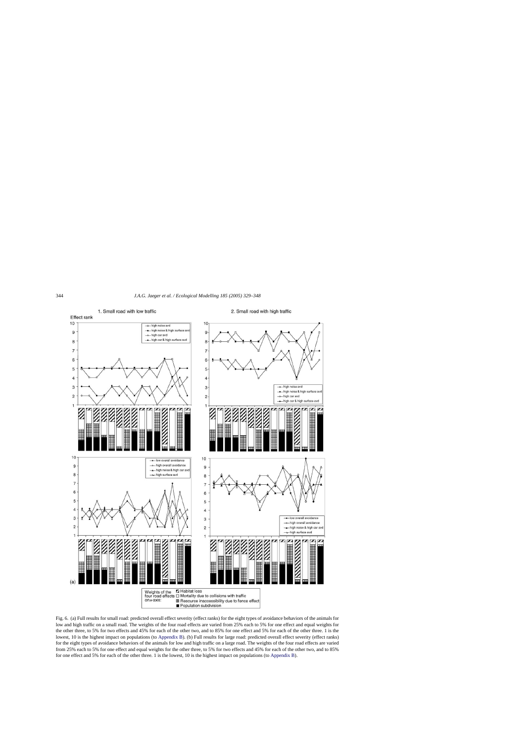Fig. 6. (a) Full results for small road: predicted overall effect severity (effect ranks) for the eight types of avoidance behaviors of the animals for low and high traffic on a small road. The weights of the four road effects are varied from 25% each to 5% for one effect and equal weights for the other three, to 5% for two effects and 45% for each of the other two, and to 85% for one effect and 5% for each of the other three. 1 is the lowest, 10 is the highest impact on populations (to Appendix B). (b) Full results for large road: predicted overall effect severity (effect ranks) for the eight types of avoidance behaviors of the animals for low and high traffic on a large road. The weights of the four road effects are varied from 25% each to 5% for one effect and equal weights for the other three, to 5% for two effects and 45% for each of the other two, and to 85% for one effect and 5% for each of the other three. 1 is the lowest, 10 is the highest impact on populations (to Appendix B).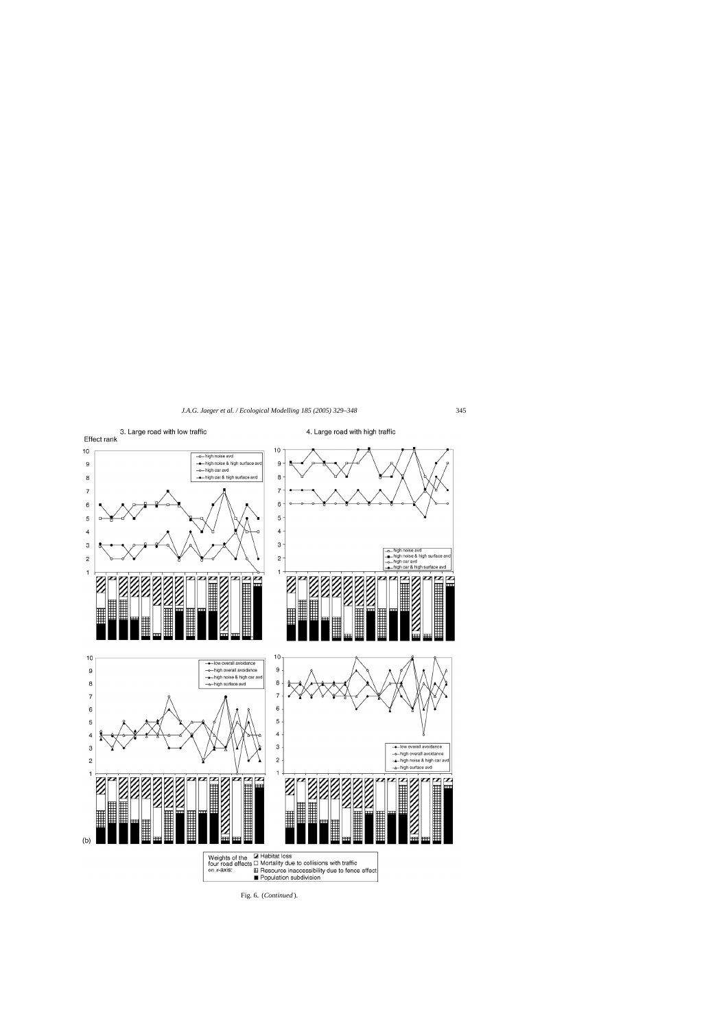3. Large road with low traffic

4. Large road with high traffic

Effect rank

- high noise avd
- high noise & high surface avd
- high car avd
- high car & high surface avd

- low overall avoidance
- high overall avoidance
- high noise & high car avd
- high surface avd

(b)

Weights of the four road effects on x-axis:
- Habitat loss
- Mortality due to collisions with traffic
- Resource inaccessibility due to fence effect
- Population subdivision

Fig. 6. (*Continued*).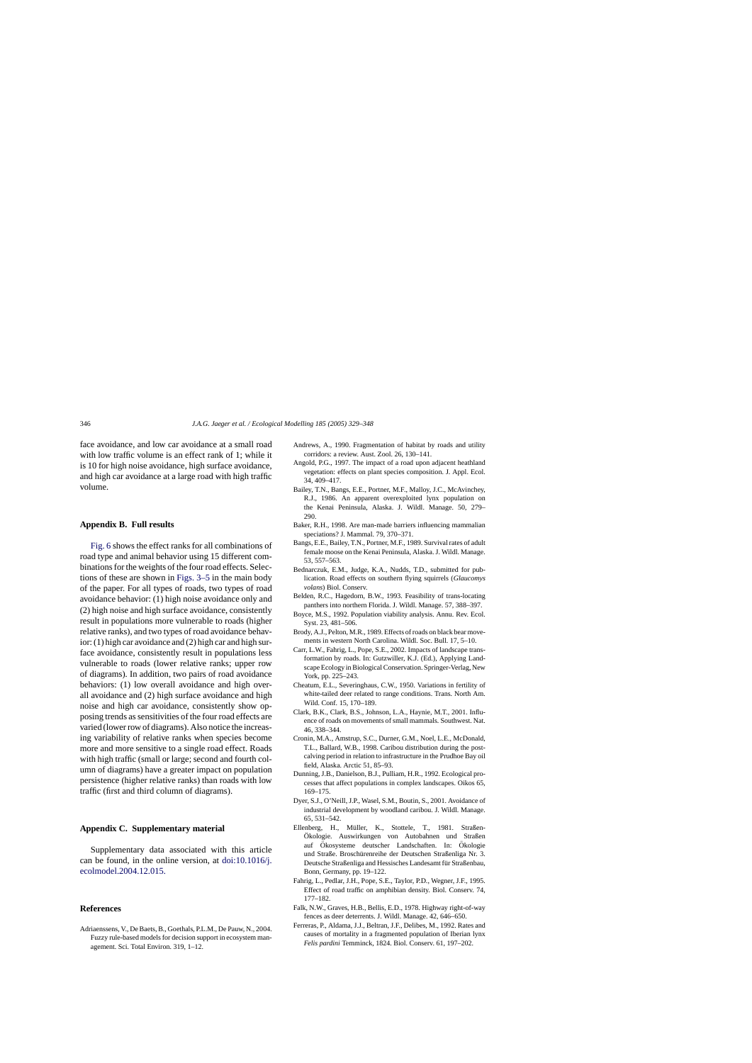face avoidance, and low car avoidance at a small road with low traffic volume is an effect rank of 1; while it is 10 for high noise avoidance, high surface avoidance, and high car avoidance at a large road with high traffic volume.

## Appendix B. Full results

Fig. 6 shows the effect ranks for all combinations of road type and animal behavior using 15 different combinations for the weights of the four road effects. Selections of these are shown in Figs. 3–5 in the main body of the paper. For all types of roads, two types of road avoidance behavior: (1) high noise avoidance only and (2) high noise and high surface avoidance, consistently result in populations more vulnerable to roads (higher relative ranks), and two types of road avoidance behavior: (1) high car avoidance and (2) high car and high surface avoidance, consistently result in populations less vulnerable to roads (lower relative ranks; upper row of diagrams). In addition, two pairs of road avoidance behaviors: (1) low overall avoidance and high overall avoidance and (2) high surface avoidance and high noise and high car avoidance, consistently show opposing trends as sensitivities of the four road effects are varied (lower row of diagrams). Also notice the increasing variability of relative ranks when species become more and more sensitive to a single road effect. Roads with high traffic (small or large; second and fourth column of diagrams) have a greater impact on population persistence (higher relative ranks) than roads with low traffic (first and third column of diagrams).

## Appendix C. Supplementary material

Supplementary data associated with this article can be found, in the online version, at doi:10.1016/j.ecolmodel.2004.12.015.

## References

Adriaenssens, V., De Baets, B., Goethals, P.L.M., De Pauw, N., 2004. Fuzzy rule-based models for decision support in ecosystem management. Sci. Total Environ. 319, 1–12.

Andrews, A., 1990. Fragmentation of habitat by roads and utility corridors: a review. Aust. Zool. 26, 130–141.

Angold, P.G., 1997. The impact of a road upon adjacent heathland vegetation: effects on plant species composition. J. Appl. Ecol. 34, 409–417.

Bailey, T.N., Bangs, E.E., Portner, M.F., Malloy, J.C., McAvinchey, R.J., 1986. An apparent overexploited lynx population on the Kenai Peninsula, Alaska. J. Wildl. Manage. 50, 279–290.

Baker, R.H., 1998. Are man-made barriers influencing mammalian speciations? J. Mammal. 79, 370–371.

Bangs, E.E., Bailey, T.N., Portner, M.F., 1989. Survival rates of adult female moose on the Kenai Peninsula, Alaska. J. Wildl. Manage. 53, 557–563.

Bednarczuk, E.M., Judge, K.A., Nudds, T.D., submitted for publication. Road effects on southern flying squirrels (*Glaucomys volans*) Biol. Conserv.

Belden, R.C., Hagedorn, B.W., 1993. Feasibility of trans-locating panthers into northern Florida. J. Wildl. Manage. 57, 388–397.

Boyce, M.S., 1992. Population viability analysis. Annu. Rev. Ecol. Syst. 23, 481–506.

Brody, A.J., Pelton, M.R., 1989. Effects of roads on black bear movements in western North Carolina. Wildl. Soc. Bull. 17, 5–10.

Carr, L.W., Fahrig, L., Pope, S.E., 2002. Impacts of landscape transformation by roads. In: Gutzwiller, K.J. (Ed.), Applying Landscape Ecology in Biological Conservation. Springer-Verlag, New York, pp. 225–243.

Cheatum, E.L., Severinghaus, C.W., 1950. Variations in fertility of white-tailed deer related to range conditions. Trans. North Am. Wild. Conf. 15, 170–189.

Clark, B.K., Clark, B.S., Johnson, L.A., Haynie, M.T., 2001. Influence of roads on movements of small mammals. Southwest. Nat. 46, 338–344.

Cronin, M.A., Amstrup, S.C., Durner, G.M., Noel, L.E., McDonald, T.L., Ballard, W.B., 1998. Caribou distribution during the post-calving period in relation to infrastructure in the Prudhoe Bay oil field, Alaska. Arctic 51, 85–93.

Dunning, J.B., Danielson, B.J., Pulliam, H.R., 1992. Ecological processes that affect populations in complex landscapes. Oikos 65, 169–175.

Dyer, S.J., O'Neill, J.P., Wasel, S.M., Boutin, S., 2001. Avoidance of industrial development by woodland caribou. J. Wildl. Manage. 65, 531–542.

Ellenberg, H., Müller, K., Stottele, T., 1981. Straßen-Ökologie. Auswirkungen von Autobahnen und Straßen auf Ökosysteme deutscher Landschaften. In: Ökologie und Straße. Broschürenreihe der Deutschen Straßenliga Nr. 3. Deutsche Straßenliga and Hessisches Landesamt für Straßenbau, Bonn, Germany, pp. 19–122.

Fahrig, L., Pedlar, J.H., Pope, S.E., Taylor, P.D., Wegner, J.F., 1995. Effect of road traffic on amphibian density. Biol. Conserv. 74, 177–182.

Falk, N.W., Graves, H.B., Bellis, E.D., 1978. Highway right-of-way fences as deer deterrents. J. Wildl. Manage. 42, 646–650.

Ferreras, P., Aldama, J.J., Beltran, J.F., Delibes, M., 1992. Rates and causes of mortality in a fragmented population of Iberian lynx *Felis pardini* Temminck, 1824. Biol. Conserv. 61, 197–202.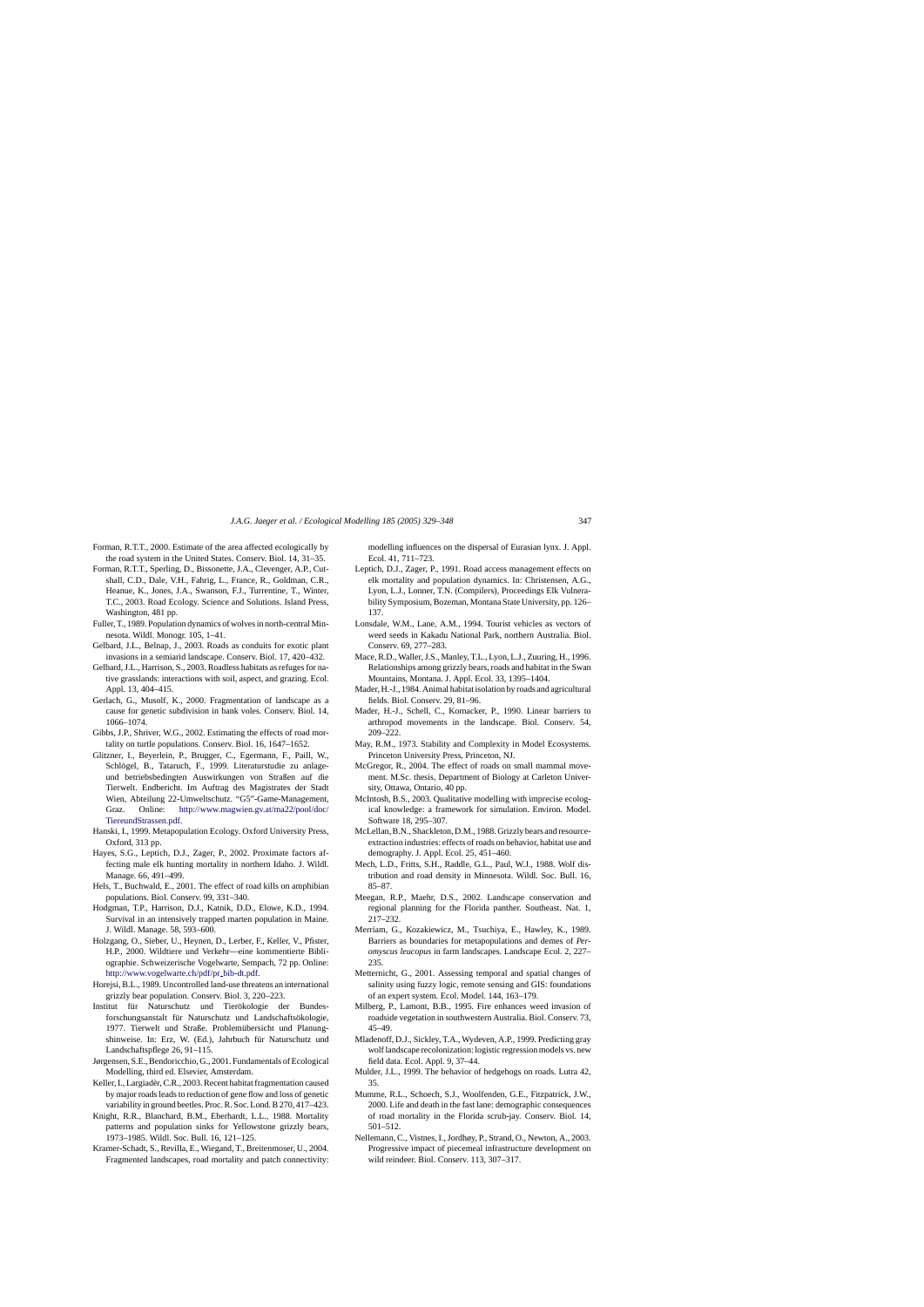Forman, R.T.T., 2000. Estimate of the area affected ecologically by the road system in the United States. Conserv. Biol. 14, 31–35.

Forman, R.T.T., Sperling, D., Bissonette, J.A., Clevenger, A.P., Cutshall, C.D., Dale, V.H., Fahrig, L., France, R., Goldman, C.R., Heanue, K., Jones, J.A., Swanson, F.J., Turrentine, T., Winter, T.C., 2003. Road Ecology. Science and Solutions. Island Press, Washington, 481 pp.

Fuller, T., 1989. Population dynamics of wolves in north-central Minnesota. Wildl. Monogr. 105, 1–41.

Gelbard, J.L., Belnap, J., 2003. Roads as conduits for exotic plant invasions in a semiarid landscape. Conserv. Biol. 17, 420–432.

Gelbard, J.L., Harrison, S., 2003. Roadless habitats as refuges for native grasslands: interactions with soil, aspect, and grazing. Ecol. Appl. 13, 404–415.

Gerlach, G., Musolf, K., 2000. Fragmentation of landscape as a cause for genetic subdivision in bank voles. Conserv. Biol. 14, 1066–1074.

Gibbs, J.P., Shriver, W.G., 2002. Estimating the effects of road mortality on turtle populations. Conserv. Biol. 16, 1647–1652.

Glitzner, I., Beyerlein, P., Brugger, C., Egermann, F., Paill, W., Schlögel, B., Tataruch, F., 1999. Literaturstudie zu anlage- und betriebsbedingten Auswirkungen von Straßen auf die Tierwelt. Endbericht. Im Auftrag des Magistrates der Stadt Wien, Abteilung 22-Umweltschutz. "G5"-Game-Management, Graz. Online: http://www.magwien.gv.at/ma22/pool/doc/TiereundStrassen.pdf.

Hanski, I., 1999. Metapopulation Ecology. Oxford University Press, Oxford, 313 pp.

Hayes, S.G., Leptich, D.J., Zager, P., 2002. Proximate factors affecting male elk hunting mortality in northern Idaho. J. Wildl. Manage. 66, 491–499.

Hels, T., Buchwald, E., 2001. The effect of road kills on amphibian populations. Biol. Conserv. 99, 331–340.

Hodgman, T.P., Harrison, D.J., Katnik, D.D., Elowe, K.D., 1994. Survival in an intensively trapped marten population in Maine. J. Wildl. Manage. 58, 593–600.

Holzgang, O., Sieber, U., Heynen, D., Lerber, F., Keller, V., Pfister, H.P., 2000. Wildtiere und Verkehr—eine kommentierte Bibliographie. Schweizerische Vogelwarte, Sempach, 72 pp. Online: http://www.vogelwarte.ch/pdf/pr_bib-dt.pdf.

Horejsi, B.L., 1989. Uncontrolled land-use threatens an international grizzly bear population. Conserv. Biol. 3, 220–223.

Institut für Naturschutz und Tierökologie der Bundesforschungsanstalt für Naturschutz und Landschaftsökologie, 1977. Tierwelt und Straße. Problemübersicht und Planungshinweise. In: Erz, W. (Ed.), Jahrbuch für Naturschutz und Landschaftspflege 26, 91–115.

Jørgensen, S.E., Bendoricchio, G., 2001. Fundamentals of Ecological Modelling, third ed. Elsevier, Amsterdam.

Keller, I., Largiadèr, C.R., 2003. Recent habitat fragmentation caused by major roads leads to reduction of gene flow and loss of genetic variability in ground beetles. Proc. R. Soc. Lond. B 270, 417–423.

Knight, R.R., Blanchard, B.M., Eberhardt, L.L., 1988. Mortality patterns and population sinks for Yellowstone grizzly bears, 1973–1985. Wildl. Soc. Bull. 16, 121–125.

Kramer-Schadt, S., Revilla, E., Wiegand, T., Breitenmoser, U., 2004. Fragmented landscapes, road mortality and patch connectivity: modelling influences on the dispersal of Eurasian lynx. J. Appl. Ecol. 41, 711–723.

Leptich, D.J., Zager, P., 1991. Road access management effects on elk mortality and population dynamics. In: Christensen, A.G., Lyon, L.J., Lonner, T.N. (Compilers), Proceedings Elk Vulnerability Symposium, Bozeman, Montana State University, pp. 126–137.

Lonsdale, W.M., Lane, A.M., 1994. Tourist vehicles as vectors of weed seeds in Kakadu National Park, northern Australia. Biol. Conserv. 69, 277–283.

Mace, R.D., Waller, J.S., Manley, T.L., Lyon, L.J., Zuuring, H., 1996. Relationships among grizzly bears, roads and habitat in the Swan Mountains, Montana. J. Appl. Ecol. 33, 1395–1404.

Mader, H.-J., 1984. Animal habitat isolation by roads and agricultural fields. Biol. Conserv. 29, 81–96.

Mader, H.-J., Schell, C., Kornacker, P., 1990. Linear barriers to arthropod movements in the landscape. Biol. Conserv. 54, 209–222.

May, R.M., 1973. Stability and Complexity in Model Ecosystems. Princeton University Press, Princeton, NJ.

McGregor, R., 2004. The effect of roads on small mammal movement. M.Sc. thesis, Department of Biology at Carleton University, Ottawa, Ontario, 40 pp.

McIntosh, B.S., 2003. Qualitative modelling with imprecise ecological knowledge: a framework for simulation. Environ. Model. Software 18, 295–307.

McLellan, B.N., Shackleton, D.M., 1988. Grizzly bears and resource-extraction industries: effects of roads on behavior, habitat use and demography. J. Appl. Ecol. 25, 451–460.

Mech, L.D., Fritts, S.H., Raddle, G.L., Paul, W.J., 1988. Wolf distribution and road density in Minnesota. Wildl. Soc. Bull. 16, 85–87.

Meegan, R.P., Maehr, D.S., 2002. Landscape conservation and regional planning for the Florida panther. Southeast. Nat. 1, 217–232.

Merriam, G., Kozakiewicz, M., Tsuchiya, E., Hawley, K., 1989. Barriers as boundaries for metapopulations and demes of *Peromyscus leucopus* in farm landscapes. Landscape Ecol. 2, 227–235.

Metternicht, G., 2001. Assessing temporal and spatial changes of salinity using fuzzy logic, remote sensing and GIS: foundations of an expert system. Ecol. Model. 144, 163–179.

Milberg, P., Lamont, B.B., 1995. Fire enhances weed invasion of roadside vegetation in southwestern Australia. Biol. Conserv. 73, 45–49.

Mladenoff, D.J., Sickley, T.A., Wydeven, A.P., 1999. Predicting gray wolf landscape recolonization: logistic regression models vs. new field data. Ecol. Appl. 9, 37–44.

Mulder, J.L., 1999. The behavior of hedgehogs on roads. Lutra 42, 35.

Mumme, R.L., Schoech, S.J., Woolfenden, G.E., Fitzpatrick, J.W., 2000. Life and death in the fast lane: demographic consequences of road mortality in the Florida scrub-jay. Conserv. Biol. 14, 501–512.

Nellemann, C., Vistnes, I., Jordhøy, P., Strand, O., Newton, A., 2003. Progressive impact of piecemeal infrastructure development on wild reindeer. Biol. Conserv. 113, 307–317.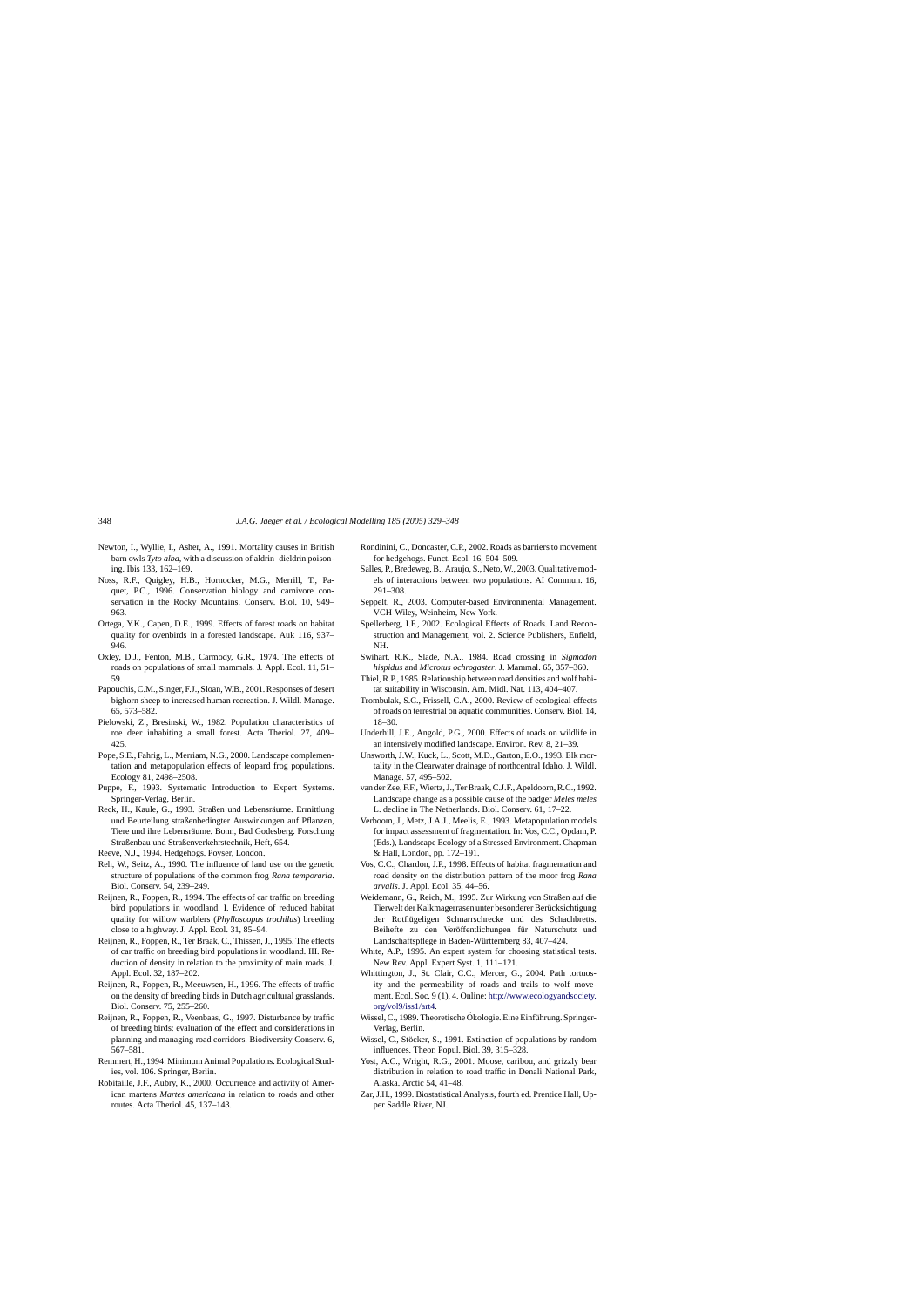Newton, I., Wyllie, I., Asher, A., 1991. Mortality causes in British barn owls *Tyto alba*, with a discussion of aldrin–dieldrin poisoning. Ibis 133, 162–169.

Noss, R.F., Quigley, H.B., Hornocker, M.G., Merrill, T., Paquet, P.C., 1996. Conservation biology and carnivore conservation in the Rocky Mountains. Conserv. Biol. 10, 949–963.

Ortega, Y.K., Capen, D.E., 1999. Effects of forest roads on habitat quality for ovenbirds in a forested landscape. Auk 116, 937–946.

Oxley, D.J., Fenton, M.B., Carmody, G.R., 1974. The effects of roads on populations of small mammals. J. Appl. Ecol. 11, 51–59.

Papouchis, C.M., Singer, F.J., Sloan, W.B., 2001. Responses of desert bighorn sheep to increased human recreation. J. Wildl. Manage. 65, 573–582.

Pielowski, Z., Bresinski, W., 1982. Population characteristics of roe deer inhabiting a small forest. Acta Theriol. 27, 409–425.

Pope, S.E., Fahrig, L., Merriam, N.G., 2000. Landscape complementation and metapopulation effects of leopard frog populations. Ecology 81, 2498–2508.

Puppe, F., 1993. Systematic Introduction to Expert Systems. Springer-Verlag, Berlin.

Reck, H., Kaule, G., 1993. Straßen und Lebensräume. Ermittlung und Beurteilung straßenbedingter Auswirkungen auf Pflanzen, Tiere und ihre Lebensräume. Bonn, Bad Godesberg. Forschung Straßenbau und Straßenverkehrstechnik, Heft, 654.

Reeve, N.J., 1994. Hedgehogs. Poyser, London.

Reh, W., Seitz, A., 1990. The influence of land use on the genetic structure of populations of the common frog *Rana temporaria*. Biol. Conserv. 54, 239–249.

Reijnen, R., Foppen, R., 1994. The effects of car traffic on breeding bird populations in woodland. I. Evidence of reduced habitat quality for willow warblers (*Phylloscopus trochilus*) breeding close to a highway. J. Appl. Ecol. 31, 85–94.

Reijnen, R., Foppen, R., Ter Braak, C., Thissen, J., 1995. The effects of car traffic on breeding bird populations in woodland. III. Reduction of density in relation to the proximity of main roads. J. Appl. Ecol. 32, 187–202.

Reijnen, R., Foppen, R., Meeuwsen, H., 1996. The effects of traffic on the density of breeding birds in Dutch agricultural grasslands. Biol. Conserv. 75, 255–260.

Reijnen, R., Foppen, R., Veenbaas, G., 1997. Disturbance by traffic of breeding birds: evaluation of the effect and considerations in planning and managing road corridors. Biodiversity Conserv. 6, 567–581.

Remmert, H., 1994. Minimum Animal Populations. Ecological Studies, vol. 106. Springer, Berlin.

Robitaille, J.F., Aubry, K., 2000. Occurrence and activity of American martens *Martes americana* in relation to roads and other routes. Acta Theriol. 45, 137–143.

Rondinini, C., Doncaster, C.P., 2002. Roads as barriers to movement for hedgehogs. Funct. Ecol. 16, 504–509.

Salles, P., Bredeweg, B., Araujo, S., Neto, W., 2003. Qualitative models of interactions between two populations. AI Commun. 16, 291–308.

Seppelt, R., 2003. Computer-based Environmental Management. VCH-Wiley, Weinheim, New York.

Spellerberg, I.F., 2002. Ecological Effects of Roads. Land Reconstruction and Management, vol. 2. Science Publishers, Enfield, NH.

Swihart, R.K., Slade, N.A., 1984. Road crossing in *Sigmodon hispidus* and *Microtus ochrogaster*. J. Mammal. 65, 357–360.

Thiel, R.P., 1985. Relationship between road densities and wolf habitat suitability in Wisconsin. Am. Midl. Nat. 113, 404–407.

Trombulak, S.C., Frissell, C.A., 2000. Review of ecological effects of roads on terrestrial on aquatic communities. Conserv. Biol. 14, 18–30.

Underhill, J.E., Angold, P.G., 2000. Effects of roads on wildlife in an intensively modified landscape. Environ. Rev. 8, 21–39.

Unsworth, J.W., Kuck, L., Scott, M.D., Garton, E.O., 1993. Elk mortality in the Clearwater drainage of northcentral Idaho. J. Wildl. Manage. 57, 495–502.

van der Zee, F.F., Wiertz, J., Ter Braak, C.J.F., Apeldoorn, R.C., 1992. Landscape change as a possible cause of the badger *Meles meles* L. decline in The Netherlands. Biol. Conserv. 61, 17–22.

Verboom, J., Metz, J.A.J., Meelis, E., 1993. Metapopulation models for impact assessment of fragmentation. In: Vos, C.C., Opdam, P. (Eds.), Landscape Ecology of a Stressed Environment. Chapman & Hall, London, pp. 172–191.

Vos, C.C., Chardon, J.P., 1998. Effects of habitat fragmentation and road density on the distribution pattern of the moor frog *Rana arvalis*. J. Appl. Ecol. 35, 44–56.

Weidemann, G., Reich, M., 1995. Zur Wirkung von Straßen auf die Tierwelt der Kalkmagerrasen unter besonderer Berücksichtigung der Rotflügeligen Schnarrschrecke und des Schachbretts. Beihefte zu den Veröffentlichungen für Naturschutz und Landschaftspflege in Baden-Württemberg 83, 407–424.

White, A.P., 1995. An expert system for choosing statistical tests. New Rev. Appl. Expert Syst. 1, 111–121.

Whittington, J., St. Clair, C.C., Mercer, G., 2004. Path tortuosity and the permeability of roads and trails to wolf movement. Ecol. Soc. 9 (1), 4. Online: http://www.ecologyandsociety.org/vol9/iss1/art4.

Wissel, C., 1989. Theoretische Ökologie. Eine Einführung. Springer-Verlag, Berlin.

Wissel, C., Stöcker, S., 1991. Extinction of populations by random influences. Theor. Popul. Biol. 39, 315–328.

Yost, A.C., Wright, R.G., 2001. Moose, caribou, and grizzly bear distribution in relation to road traffic in Denali National Park, Alaska. Arctic 54, 41–48.

Zar, J.H., 1999. Biostatistical Analysis, fourth ed. Prentice Hall, Upper Saddle River, NJ.